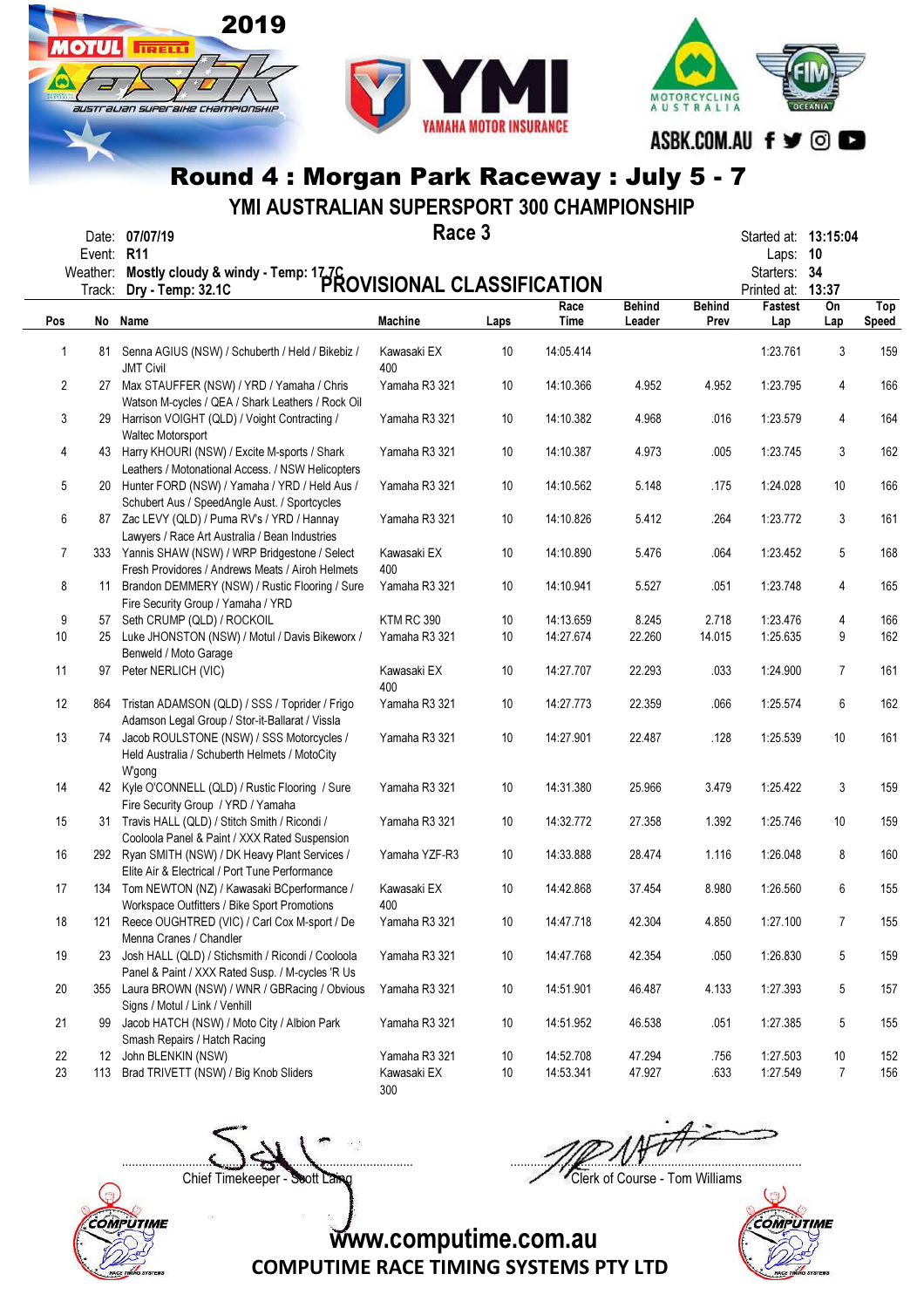2019 MOTUL PIRELLI ASBK Australian Superbike Championship

YMI YAMAHA MOTOR INSURANCE

MOTORCYCLING AUSTRALIA | FIM OCEANIA

ASBK.COM.AU

# Round 4 : Morgan Park Raceway : July 5 - 7

## YMI AUSTRALIAN SUPERSPORT 300 CHAMPIONSHIP

### Race 3

Date: 07/07/19
Event: R11
Weather: Mostly cloudy & windy - Temp: 17.7C
Track: Dry - Temp: 32.1C

Started at: 13:15:04
Laps: 10
Starters: 34
Printed at: 13:37

**PROVISIONAL CLASSIFICATION**

| Pos | No | Name | Machine | Laps | Race Time | Behind Leader | Behind Prev | Fastest Lap | On Lap | Top Speed |
|---|---|---|---|---|---|---|---|---|---|---|
| 1 | 81 | Senna AGIUS (NSW) / Schuberth / Held / Bikebiz / JMT Civil | Kawasaki EX 400 | 10 | 14:05.414 | | | 1:23.761 | 3 | 159 |
| 2 | 27 | Max STAUFFER (NSW) / YRD / Yamaha / Chris Watson M-cycles / QEA / Shark Leathers / Rock Oil | Yamaha R3 321 | 10 | 14:10.366 | 4.952 | 4.952 | 1:23.795 | 4 | 166 |
| 3 | 29 | Harrison VOIGHT (QLD) / Voight Contracting / Waltec Motorsport | Yamaha R3 321 | 10 | 14:10.382 | 4.968 | .016 | 1:23.579 | 4 | 164 |
| 4 | 43 | Harry KHOURI (NSW) / Excite M-sports / Shark Leathers / Motonational Access. / NSW Helicopters | Yamaha R3 321 | 10 | 14:10.387 | 4.973 | .005 | 1:23.745 | 3 | 162 |
| 5 | 20 | Hunter FORD (NSW) / Yamaha / YRD / Held Aus / Schubert Aus / SpeedAngle Aust. / Sportcycles | Yamaha R3 321 | 10 | 14:10.562 | 5.148 | .175 | 1:24.028 | 10 | 166 |
| 6 | 87 | Zac LEVY (QLD) / Puma RV's / YRD / Hannay Lawyers / Race Art Australia / Bean Industries | Yamaha R3 321 | 10 | 14:10.826 | 5.412 | .264 | 1:23.772 | 3 | 161 |
| 7 | 333 | Yannis SHAW (NSW) / WRP Bridgestone / Select Fresh Providores / Andrews Meats / Airoh Helmets | Kawasaki EX 400 | 10 | 14:10.890 | 5.476 | .064 | 1:23.452 | 5 | 168 |
| 8 | 11 | Brandon DEMMERY (NSW) / Rustic Flooring / Sure Fire Security Group / Yamaha / YRD | Yamaha R3 321 | 10 | 14:10.941 | 5.527 | .051 | 1:23.748 | 4 | 165 |
| 9 | 57 | Seth CRUMP (QLD) / ROCKOIL | KTM RC 390 | 10 | 14:13.659 | 8.245 | 2.718 | 1:23.476 | 4 | 166 |
| 10 | 25 | Luke JHONSTON (NSW) / Motul / Davis Bikeworx / Benweld / Moto Garage | Yamaha R3 321 | 10 | 14:27.674 | 22.260 | 14.015 | 1:25.635 | 9 | 162 |
| 11 | 97 | Peter NERLICH (VIC) | Kawasaki EX 400 | 10 | 14:27.707 | 22.293 | .033 | 1:24.900 | 7 | 161 |
| 12 | 864 | Tristan ADAMSON (QLD) / SSS / Toprider / Frigo Adamson Legal Group / Stor-it-Ballarat / Vissla | Yamaha R3 321 | 10 | 14:27.773 | 22.359 | .066 | 1:25.574 | 6 | 162 |
| 13 | 74 | Jacob ROULSTONE (NSW) / SSS Motorcycles / Held Australia / Schuberth Helmets / MotoCity W'gong | Yamaha R3 321 | 10 | 14:27.901 | 22.487 | .128 | 1:25.539 | 10 | 161 |
| 14 | 42 | Kyle O'CONNELL (QLD) / Rustic Flooring / Sure Fire Security Group / YRD / Yamaha | Yamaha R3 321 | 10 | 14:31.380 | 25.966 | 3.479 | 1:25.422 | 3 | 159 |
| 15 | 31 | Travis HALL (QLD) / Stitch Smith / Ricondi / Cooloola Panel & Paint / XXX Rated Suspension | Yamaha R3 321 | 10 | 14:32.772 | 27.358 | 1.392 | 1:25.746 | 10 | 159 |
| 16 | 292 | Ryan SMITH (NSW) / DK Heavy Plant Services / Elite Air & Electrical / Port Tune Performance | Yamaha YZF-R3 | 10 | 14:33.888 | 28.474 | 1.116 | 1:26.048 | 8 | 160 |
| 17 | 134 | Tom NEWTON (NZ) / Kawasaki BCperformance / Workspace Outfitters / Bike Sport Promotions | Kawasaki EX 400 | 10 | 14:42.868 | 37.454 | 8.980 | 1:26.560 | 6 | 155 |
| 18 | 121 | Reece OUGHTRED (VIC) / Carl Cox M-sport / De Menna Cranes / Chandler | Yamaha R3 321 | 10 | 14:47.718 | 42.304 | 4.850 | 1:27.100 | 7 | 155 |
| 19 | 23 | Josh HALL (QLD) / Stichsmith / Ricondi / Cooloola Panel & Paint / XXX Rated Susp. / M-cycles 'R Us | Yamaha R3 321 | 10 | 14:47.768 | 42.354 | .050 | 1:26.830 | 5 | 159 |
| 20 | 355 | Laura BROWN (NSW) / WNR / GBRacing / Obvious Signs / Motul / Link / Venhill | Yamaha R3 321 | 10 | 14:51.901 | 46.487 | 4.133 | 1:27.393 | 5 | 157 |
| 21 | 99 | Jacob HATCH (NSW) / Moto City / Albion Park Smash Repairs / Hatch Racing | Yamaha R3 321 | 10 | 14:51.952 | 46.538 | .051 | 1:27.385 | 5 | 155 |
| 22 | 12 | John BLENKIN (NSW) | Yamaha R3 321 | 10 | 14:52.708 | 47.294 | .756 | 1:27.503 | 10 | 152 |
| 23 | 113 | Brad TRIVETT (NSW) / Big Knob Sliders | Kawasaki EX 300 | 10 | 14:53.341 | 47.927 | .633 | 1:27.549 | 7 | 156 |

Chief Timekeeper - Scott Laing

Clerk of Course - Tom Williams

www.computime.com.au
COMPUTIME RACE TIMING SYSTEMS PTY LTD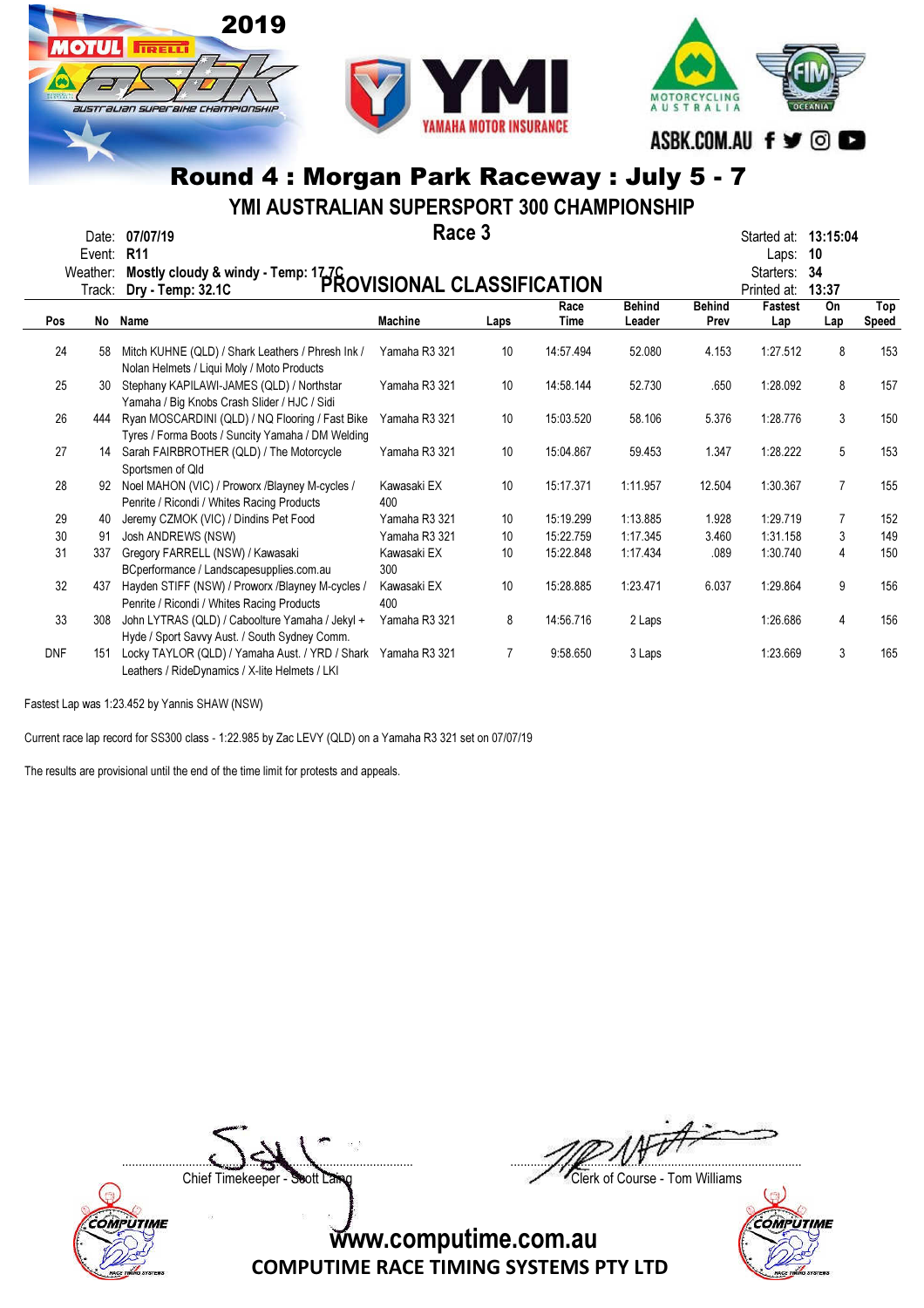# Round 4 : Morgan Park Raceway : July 5 - 7

## YMI AUSTRALIAN SUPERSPORT 300 CHAMPIONSHIP

### Race 3

Date: **07/07/19**
Event: **R11**
Weather: **Mostly cloudy & windy - Temp: 17.7C**
Track: **Dry - Temp: 32.1C**

Started at: **13:15:04**
Laps: **10**
Starters: **34**
Printed at: **13:37**

## PROVISIONAL CLASSIFICATION

| Pos | No | Name | Machine | Laps | Race Time | Behind Leader | Behind Prev | Fastest Lap | On Lap | Top Speed |
|---|---|---|---|---|---|---|---|---|---|---|
| 24 | 58 | Mitch KUHNE (QLD) / Shark Leathers / Phresh Ink / Nolan Helmets / Liqui Moly / Moto Products | Yamaha R3 321 | 10 | 14:57.494 | 52.080 | 4.153 | 1:27.512 | 8 | 153 |
| 25 | 30 | Stephany KAPILAWI-JAMES (QLD) / Northstar Yamaha / Big Knobs Crash Slider / HJC / Sidi | Yamaha R3 321 | 10 | 14:58.144 | 52.730 | .650 | 1:28.092 | 8 | 157 |
| 26 | 444 | Ryan MOSCARDINI (QLD) / NQ Flooring / Fast Bike Tyres / Forma Boots / Suncity Yamaha / DM Welding | Yamaha R3 321 | 10 | 15:03.520 | 58.106 | 5.376 | 1:28.776 | 3 | 150 |
| 27 | 14 | Sarah FAIRBROTHER (QLD) / The Motorcycle Sportsmen of Qld | Yamaha R3 321 | 10 | 15:04.867 | 59.453 | 1.347 | 1:28.222 | 5 | 153 |
| 28 | 92 | Noel MAHON (VIC) / Proworx /Blayney M-cycles / Penrite / Ricondi / Whites Racing Products | Kawasaki EX 400 | 10 | 15:17.371 | 1:11.957 | 12.504 | 1:30.367 | 7 | 155 |
| 29 | 40 | Jeremy CZMOK (VIC) / Dindins Pet Food | Yamaha R3 321 | 10 | 15:19.299 | 1:13.885 | 1.928 | 1:29.719 | 7 | 152 |
| 30 | 91 | Josh ANDREWS (NSW) | Yamaha R3 321 | 10 | 15:22.759 | 1:17.345 | 3.460 | 1:31.158 | 3 | 149 |
| 31 | 337 | Gregory FARRELL (NSW) / Kawasaki BCperformance / Landscapesupplies.com.au | Kawasaki EX 300 | 10 | 15:22.848 | 1:17.434 | .089 | 1:30.740 | 4 | 150 |
| 32 | 437 | Hayden STIFF (NSW) / Proworx /Blayney M-cycles / Penrite / Ricondi / Whites Racing Products | Kawasaki EX 400 | 10 | 15:28.885 | 1:23.471 | 6.037 | 1:29.864 | 9 | 156 |
| 33 | 308 | John LYTRAS (QLD) / Caboolture Yamaha / Jekyl + Hyde / Sport Savvy Aust. / South Sydney Comm. | Yamaha R3 321 | 8 | 14:56.716 | 2 Laps | | 1:26.686 | 4 | 156 |
| DNF | 151 | Locky TAYLOR (QLD) / Yamaha Aust. / YRD / Shark Leathers / RideDynamics / X-lite Helmets / LKI | Yamaha R3 321 | 7 | 9:58.650 | 3 Laps | | 1:23.669 | 3 | 165 |

Fastest Lap was 1:23.452 by Yannis SHAW (NSW)

Current race lap record for SS300 class - 1:22.985 by Zac LEVY (QLD) on a Yamaha R3 321 set on 07/07/19

The results are provisional until the end of the time limit for protests and appeals.

Chief Timekeeper - Scott Laing

Clerk of Course - Tom Williams

www.computime.com.au
COMPUTIME RACE TIMING SYSTEMS PTY LTD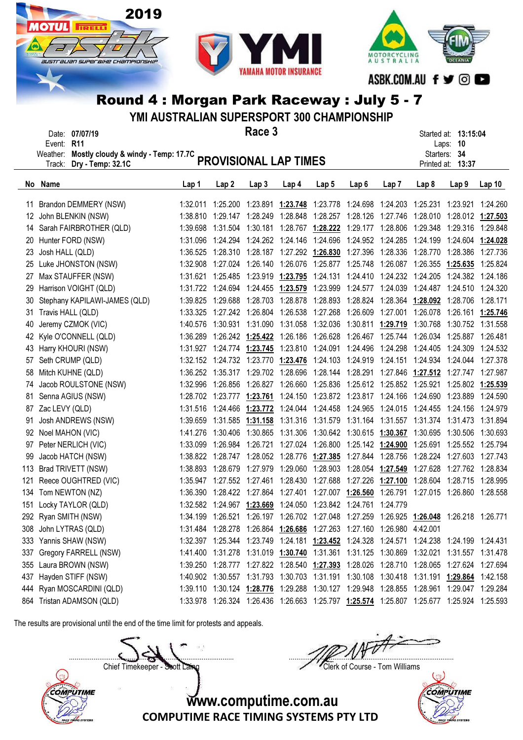# Round 4 : Morgan Park Raceway : July 5 - 7

## YMI AUSTRALIAN SUPERSPORT 300 CHAMPIONSHIP

### Race 3

Date: **07/07/19**
Event: **R11**
Weather: **Mostly cloudy & windy - Temp: 17.7C**
Track: **Dry - Temp: 32.1C**

## PROVISIONAL LAP TIMES

Started at: **13:15:04**
Laps: **10**
Starters: **34**
Printed at: **13:37**

| No | Name | Lap 1 | Lap 2 | Lap 3 | Lap 4 | Lap 5 | Lap 6 | Lap 7 | Lap 8 | Lap 9 | Lap 10 |
|---|---|---|---|---|---|---|---|---|---|---|---|
| 11 | Brandon DEMMERY (NSW) | 1:32.011 | 1:25.200 | 1:23.891 | **1:23.748** | 1:23.778 | 1:24.698 | 1:24.203 | 1:25.231 | 1:23.921 | 1:24.260 |
| 12 | John BLENKIN (NSW) | 1:38.810 | 1:29.147 | 1:28.249 | 1:28.848 | 1:28.257 | 1:28.126 | 1:27.746 | 1:28.010 | 1:28.012 | **1:27.503** |
| 14 | Sarah FAIRBROTHER (QLD) | 1:39.698 | 1:31.504 | 1:30.181 | 1:28.767 | **1:28.222** | 1:29.177 | 1:28.806 | 1:29.348 | 1:29.316 | 1:29.848 |
| 20 | Hunter FORD (NSW) | 1:31.096 | 1:24.294 | 1:24.262 | 1:24.146 | 1:24.696 | 1:24.952 | 1:24.285 | 1:24.199 | 1:24.604 | **1:24.028** |
| 23 | Josh HALL (QLD) | 1:36.525 | 1:28.310 | 1:28.187 | 1:27.292 | **1:26.830** | 1:27.396 | 1:28.336 | 1:28.770 | 1:28.386 | 1:27.736 |
| 25 | Luke JHONSTON (NSW) | 1:32.908 | 1:27.024 | 1:26.140 | 1:26.076 | 1:25.877 | 1:25.748 | 1:26.087 | 1:26.355 | **1:25.635** | 1:25.824 |
| 27 | Max STAUFFER (NSW) | 1:31.621 | 1:25.485 | 1:23.919 | **1:23.795** | 1:24.131 | 1:24.410 | 1:24.232 | 1:24.205 | 1:24.382 | 1:24.186 |
| 29 | Harrison VOIGHT (QLD) | 1:31.722 | 1:24.694 | 1:24.455 | **1:23.579** | 1:23.999 | 1:24.577 | 1:24.039 | 1:24.487 | 1:24.510 | 1:24.320 |
| 30 | Stephany KAPILAWI-JAMES (QLD) | 1:39.825 | 1:29.688 | 1:28.703 | 1:28.878 | 1:28.893 | 1:28.824 | 1:28.364 | **1:28.092** | 1:28.706 | 1:28.171 |
| 31 | Travis HALL (QLD) | 1:33.325 | 1:27.242 | 1:26.804 | 1:26.538 | 1:27.268 | 1:26.609 | 1:27.001 | 1:26.078 | 1:26.161 | **1:25.746** |
| 40 | Jeremy CZMOK (VIC) | 1:40.576 | 1:30.931 | 1:31.090 | 1:31.058 | 1:32.036 | 1:30.811 | **1:29.719** | 1:30.768 | 1:30.752 | 1:31.558 |
| 42 | Kyle O'CONNELL (QLD) | 1:36.289 | 1:26.242 | **1:25.422** | 1:26.186 | 1:26.628 | 1:26.467 | 1:25.744 | 1:26.034 | 1:25.887 | 1:26.481 |
| 43 | Harry KHOURI (NSW) | 1:31.927 | 1:24.774 | **1:23.745** | 1:23.810 | 1:24.091 | 1:24.496 | 1:24.298 | 1:24.405 | 1:24.309 | 1:24.532 |
| 57 | Seth CRUMP (QLD) | 1:32.152 | 1:24.732 | 1:23.770 | **1:23.476** | 1:24.103 | 1:24.919 | 1:24.151 | 1:24.934 | 1:24.044 | 1:27.378 |
| 58 | Mitch KUHNE (QLD) | 1:36.252 | 1:35.317 | 1:29.702 | 1:28.696 | 1:28.144 | 1:28.291 | 1:27.846 | **1:27.512** | 1:27.747 | 1:27.987 |
| 74 | Jacob ROULSTONE (NSW) | 1:32.996 | 1:26.856 | 1:26.827 | 1:26.660 | 1:25.836 | 1:25.612 | 1:25.852 | 1:25.921 | 1:25.802 | **1:25.539** |
| 81 | Senna AGIUS (NSW) | 1:28.702 | 1:23.777 | **1:23.761** | 1:24.150 | 1:23.872 | 1:23.817 | 1:24.166 | 1:24.690 | 1:23.889 | 1:24.590 |
| 87 | Zac LEVY (QLD) | 1:31.516 | 1:24.466 | **1:23.772** | 1:24.044 | 1:24.458 | 1:24.965 | 1:24.015 | 1:24.455 | 1:24.156 | 1:24.979 |
| 91 | Josh ANDREWS (NSW) | 1:39.659 | 1:31.585 | **1:31.158** | 1:31.316 | 1:31.579 | 1:31.164 | 1:31.557 | 1:31.374 | 1:31.473 | 1:31.894 |
| 92 | Noel MAHON (VIC) | 1:41.276 | 1:30.406 | 1:30.865 | 1:31.306 | 1:30.642 | 1:30.615 | **1:30.367** | 1:30.695 | 1:30.506 | 1:30.693 |
| 97 | Peter NERLICH (VIC) | 1:33.099 | 1:26.984 | 1:26.721 | 1:27.024 | 1:26.800 | 1:25.142 | **1:24.900** | 1:25.691 | 1:25.552 | 1:25.794 |
| 99 | Jacob HATCH (NSW) | 1:38.822 | 1:28.747 | 1:28.052 | 1:28.776 | **1:27.385** | 1:27.844 | 1:28.756 | 1:28.224 | 1:27.603 | 1:27.743 |
| 113 | Brad TRIVETT (NSW) | 1:38.893 | 1:28.679 | 1:27.979 | 1:29.060 | 1:28.903 | 1:28.054 | **1:27.549** | 1:27.628 | 1:27.762 | 1:28.834 |
| 121 | Reece OUGHTRED (VIC) | 1:35.947 | 1:27.552 | 1:27.461 | 1:28.430 | 1:27.688 | 1:27.226 | **1:27.100** | 1:28.604 | 1:28.715 | 1:28.995 |
| 134 | Tom NEWTON (NZ) | 1:36.390 | 1:28.422 | 1:27.864 | 1:27.401 | 1:27.007 | **1:26.560** | 1:26.791 | 1:27.015 | 1:26.860 | 1:28.558 |
| 151 | Locky TAYLOR (QLD) | 1:32.582 | 1:24.967 | **1:23.669** | 1:24.050 | 1:23.842 | 1:24.761 | 1:24.779 | | | |
| 292 | Ryan SMITH (NSW) | 1:34.199 | 1:26.521 | 1:26.197 | 1:26.702 | 1:27.048 | 1:27.259 | 1:26.925 | **1:26.048** | 1:26.218 | 1:26.771 |
| 308 | John LYTRAS (QLD) | 1:31.484 | 1:28.278 | 1:26.864 | **1:26.686** | 1:27.263 | 1:27.160 | 1:26.980 | 4:42.001 | | |
| 333 | Yannis SHAW (NSW) | 1:32.397 | 1:25.344 | 1:23.749 | 1:24.181 | **1:23.452** | 1:24.328 | 1:24.571 | 1:24.238 | 1:24.199 | 1:24.431 |
| 337 | Gregory FARRELL (NSW) | 1:41.400 | 1:31.278 | 1:31.019 | **1:30.740** | 1:31.361 | 1:31.125 | 1:30.869 | 1:32.021 | 1:31.557 | 1:31.478 |
| 355 | Laura BROWN (NSW) | 1:39.250 | 1:28.777 | 1:27.822 | 1:28.540 | **1:27.393** | 1:28.026 | 1:28.710 | 1:28.065 | 1:27.624 | 1:27.694 |
| 437 | Hayden STIFF (NSW) | 1:40.902 | 1:30.557 | 1:31.793 | 1:30.703 | 1:31.191 | 1:30.108 | 1:30.418 | 1:31.191 | **1:29.864** | 1:42.158 |
| 444 | Ryan MOSCARDINI (QLD) | 1:39.110 | 1:30.124 | **1:28.776** | 1:29.288 | 1:30.127 | 1:29.948 | 1:28.855 | 1:28.961 | 1:29.047 | 1:29.284 |
| 864 | Tristan ADAMSON (QLD) | 1:33.978 | 1:26.324 | 1:26.436 | 1:26.663 | 1:25.797 | **1:25.574** | 1:25.807 | 1:25.677 | 1:25.924 | 1:25.593 |

The results are provisional until the end of the time limit for protests and appeals.

Chief Timekeeper - Scott Laing

Clerk of Course - Tom Williams

www.computime.com.au
COMPUTIME RACE TIMING SYSTEMS PTY LTD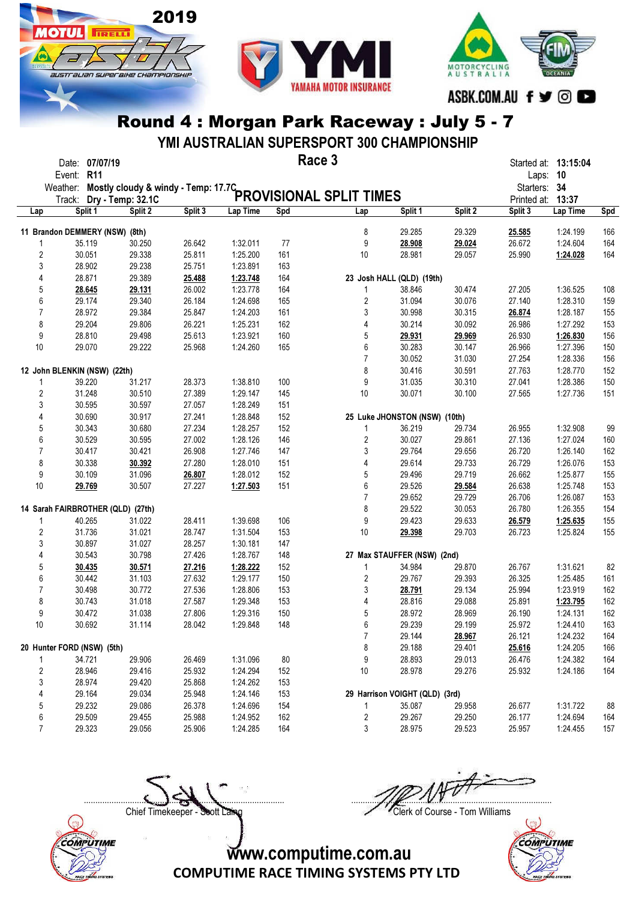# Round 4 : Morgan Park Raceway : July 5 - 7

## YMI AUSTRALIAN SUPERSPORT 300 CHAMPIONSHIP

### Race 3

Date: **07/07/19**
Event: **R11**
Weather: **Mostly cloudy & windy - Temp: 17.7C**
Track: **Dry - Temp: 32.1C**

**PROVISIONAL SPLIT TIMES**

Started at: **13:15:04**
Laps: **10**
Starters: **34**
Printed at: **13:37**

| Lap | Split 1 | Split 2 | Split 3 | Lap Time | Spd |
|---|---|---|---|---|---|
| **11 Brandon DEMMERY (NSW) (8th)** | | | | | |
| 1 | 35.119 | 30.250 | 26.642 | 1:32.011 | 77 |
| 2 | 30.051 | 29.338 | 25.811 | 1:25.200 | 161 |
| 3 | 28.902 | 29.238 | 25.751 | 1:23.891 | 163 |
| 4 | 28.871 | 29.389 | **25.488** | **1:23.748** | 164 |
| 5 | **28.645** | **29.131** | 26.002 | 1:23.778 | 164 |
| 6 | 29.174 | 29.340 | 26.184 | 1:24.698 | 165 |
| 7 | 28.972 | 29.384 | 25.847 | 1:24.203 | 161 |
| 8 | 29.204 | 29.806 | 26.221 | 1:25.231 | 162 |
| 9 | 28.810 | 29.498 | 25.613 | 1:23.921 | 160 |
| 10 | 29.070 | 29.222 | 25.968 | 1:24.260 | 165 |
| **12 John BLENKIN (NSW) (22th)** | | | | | |
| 1 | 39.220 | 31.217 | 28.373 | 1:38.810 | 100 |
| 2 | 31.248 | 30.510 | 27.389 | 1:29.147 | 145 |
| 3 | 30.595 | 30.597 | 27.057 | 1:28.249 | 151 |
| 4 | 30.690 | 30.917 | 27.241 | 1:28.848 | 152 |
| 5 | 30.343 | 30.680 | 27.234 | 1:28.257 | 152 |
| 6 | 30.529 | 30.595 | 27.002 | 1:28.126 | 146 |
| 7 | 30.417 | 30.421 | 26.908 | 1:27.746 | 147 |
| 8 | 30.338 | **30.392** | 27.280 | 1:28.010 | 151 |
| 9 | 30.109 | 31.096 | **26.807** | 1:28.012 | 152 |
| 10 | **29.769** | 30.507 | 27.227 | **1:27.503** | 151 |
| **14 Sarah FAIRBROTHER (QLD) (27th)** | | | | | |
| 1 | 40.265 | 31.022 | 28.411 | 1:39.698 | 106 |
| 2 | 31.736 | 31.021 | 28.747 | 1:31.504 | 153 |
| 3 | 30.897 | 31.027 | 28.257 | 1:30.181 | 147 |
| 4 | 30.543 | 30.798 | 27.426 | 1:28.767 | 148 |
| 5 | **30.435** | **30.571** | **27.216** | **1:28.222** | 152 |
| 6 | 30.442 | 31.103 | 27.632 | 1:29.177 | 150 |
| 7 | 30.498 | 30.772 | 27.536 | 1:28.806 | 153 |
| 8 | 30.743 | 31.018 | 27.587 | 1:29.348 | 153 |
| 9 | 30.472 | 31.038 | 27.806 | 1:29.316 | 150 |
| 10 | 30.692 | 31.114 | 28.042 | 1:29.848 | 148 |
| **20 Hunter FORD (NSW) (5th)** | | | | | |
| 1 | 34.721 | 29.906 | 26.469 | 1:31.096 | 80 |
| 2 | 28.946 | 29.416 | 25.932 | 1:24.294 | 152 |
| 3 | 28.974 | 29.420 | 25.868 | 1:24.262 | 153 |
| 4 | 29.164 | 29.034 | 25.948 | 1:24.146 | 153 |
| 5 | 29.232 | 29.086 | 26.378 | 1:24.696 | 154 |
| 6 | 29.509 | 29.455 | 25.988 | 1:24.952 | 162 |
| 7 | 29.323 | 29.056 | 25.906 | 1:24.285 | 164 |
| 8 | 29.285 | 29.329 | **25.585** | 1:24.199 | 166 |
| 9 | **28.908** | **29.024** | 26.672 | 1:24.604 | 164 |
| 10 | 28.981 | 29.057 | 25.990 | **1:24.028** | 164 |
| **23 Josh HALL (QLD) (19th)** | | | | | |
| 1 | 38.846 | 30.474 | 27.205 | 1:36.525 | 108 |
| 2 | 31.094 | 30.076 | 27.140 | 1:28.310 | 159 |
| 3 | 30.998 | 30.315 | **26.874** | 1:28.187 | 155 |
| 4 | 30.214 | 30.092 | 26.986 | 1:27.292 | 153 |
| 5 | **29.931** | **29.969** | 26.930 | **1:26.830** | 156 |
| 6 | 30.283 | 30.147 | 26.966 | 1:27.396 | 150 |
| 7 | 30.052 | 31.030 | 27.254 | 1:28.336 | 156 |
| 8 | 30.416 | 30.591 | 27.763 | 1:28.770 | 152 |
| 9 | 31.035 | 30.310 | 27.041 | 1:28.386 | 150 |
| 10 | 30.071 | 30.100 | 27.565 | 1:27.736 | 151 |
| **25 Luke JHONSTON (NSW) (10th)** | | | | | |
| 1 | 36.219 | 29.734 | 26.955 | 1:32.908 | 99 |
| 2 | 30.027 | 29.861 | 27.136 | 1:27.024 | 160 |
| 3 | 29.764 | 29.656 | 26.720 | 1:26.140 | 162 |
| 4 | 29.614 | 29.733 | 26.729 | 1:26.076 | 153 |
| 5 | 29.496 | 29.719 | 26.662 | 1:25.877 | 155 |
| 6 | 29.526 | **29.584** | 26.638 | 1:25.748 | 153 |
| 7 | 29.652 | 29.729 | 26.706 | 1:26.087 | 153 |
| 8 | 29.522 | 30.053 | 26.780 | 1:26.355 | 154 |
| 9 | 29.423 | 29.633 | **26.579** | **1:25.635** | 155 |
| 10 | **29.398** | 29.703 | 26.723 | 1:25.824 | 155 |
| **27 Max STAUFFER (NSW) (2nd)** | | | | | |
| 1 | 34.984 | 29.870 | 26.767 | 1:31.621 | 82 |
| 2 | 29.767 | 29.393 | 26.325 | 1:25.485 | 161 |
| 3 | **28.791** | 29.134 | 25.994 | 1:23.919 | 162 |
| 4 | 28.816 | 29.088 | 25.891 | **1:23.795** | 162 |
| 5 | 28.972 | 28.969 | 26.190 | 1:24.131 | 162 |
| 6 | 29.239 | 29.199 | 25.972 | 1:24.410 | 163 |
| 7 | 29.144 | **28.967** | 26.121 | 1:24.232 | 164 |
| 8 | 29.188 | 29.401 | **25.616** | 1:24.205 | 166 |
| 9 | 28.893 | 29.013 | 26.476 | 1:24.382 | 164 |
| 10 | 28.978 | 29.276 | 25.932 | 1:24.186 | 164 |
| **29 Harrison VOIGHT (QLD) (3rd)** | | | | | |
| 1 | 35.087 | 29.958 | 26.677 | 1:31.722 | 88 |
| 2 | 29.267 | 29.250 | 26.177 | 1:24.694 | 164 |
| 3 | 28.975 | 29.523 | 25.957 | 1:24.455 | 157 |

Chief Timekeeper - Scott Laing

Clerk of Course - Tom Williams

www.computime.com.au

COMPUTIME RACE TIMING SYSTEMS PTY LTD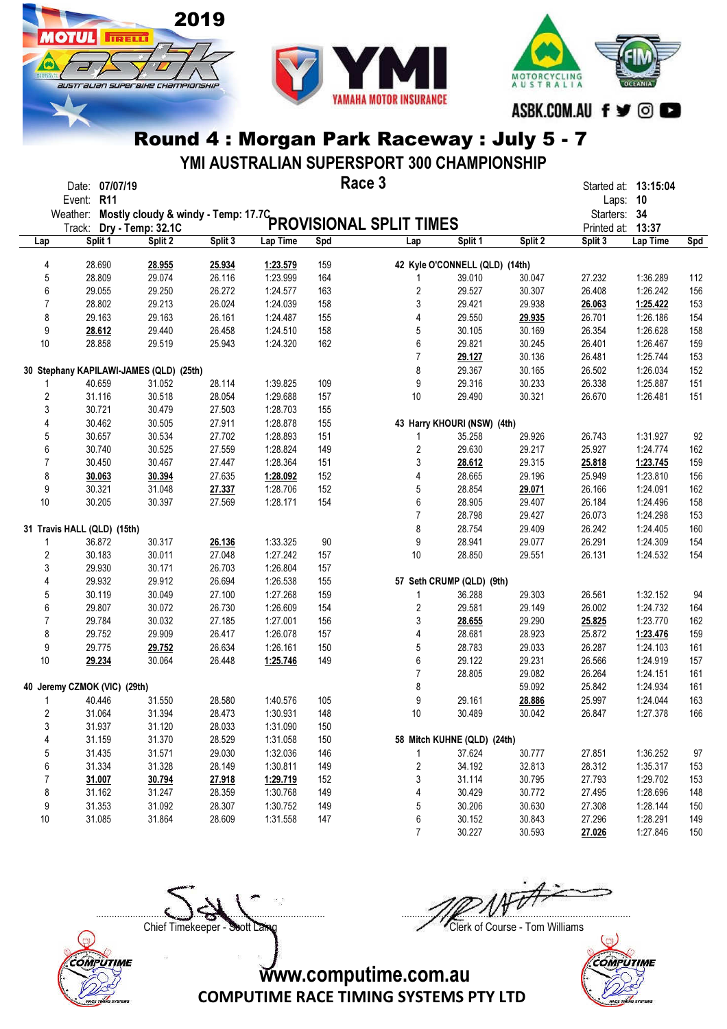# Round 4 : Morgan Park Raceway : July 5 - 7

## YMI AUSTRALIAN SUPERSPORT 300 CHAMPIONSHIP

### Race 3

Date: **07/07/19**
Event: **R11**
Weather: **Mostly cloudy & windy - Temp: 17.7C**
Track: **Dry - Temp: 32.1C**

Started at: **13:15:04**
Laps: **10**
Starters: **34**
Printed at: **13:37**

## PROVISIONAL SPLIT TIMES

| Lap | Split 1 | Split 2 | Split 3 | Lap Time | Spd |
|---|---|---|---|---|---|
| 4 | 28.690 | **28.955** | **25.934** | **1:23.579** | 159 |
| 5 | 28.809 | 29.074 | 26.116 | 1:23.999 | 164 |
| 6 | 29.055 | 29.250 | 26.272 | 1:24.577 | 163 |
| 7 | 28.802 | 29.213 | 26.024 | 1:24.039 | 158 |
| 8 | 29.163 | 29.163 | 26.161 | 1:24.487 | 155 |
| 9 | **28.612** | 29.440 | 26.458 | 1:24.510 | 158 |
| 10 | 28.858 | 29.519 | 25.943 | 1:24.320 | 162 |

**30 Stephany KAPILAWI-JAMES (QLD) (25th)**

| Lap | Split 1 | Split 2 | Split 3 | Lap Time | Spd |
|---|---|---|---|---|---|
| 1 | 40.659 | 31.052 | 28.114 | 1:39.825 | 109 |
| 2 | 31.116 | 30.518 | 28.054 | 1:29.688 | 157 |
| 3 | 30.721 | 30.479 | 27.503 | 1:28.703 | 155 |
| 4 | 30.462 | 30.505 | 27.911 | 1:28.878 | 155 |
| 5 | 30.657 | 30.534 | 27.702 | 1:28.893 | 151 |
| 6 | 30.740 | 30.525 | 27.559 | 1:28.824 | 149 |
| 7 | 30.450 | 30.467 | 27.447 | 1:28.364 | 151 |
| 8 | **30.063** | **30.394** | 27.635 | **1:28.092** | 152 |
| 9 | 30.321 | 31.048 | **27.337** | 1:28.706 | 152 |
| 10 | 30.205 | 30.397 | 27.569 | 1:28.171 | 154 |

**31 Travis HALL (QLD) (15th)**

| Lap | Split 1 | Split 2 | Split 3 | Lap Time | Spd |
|---|---|---|---|---|---|
| 1 | 36.872 | 30.317 | **26.136** | 1:33.325 | 90 |
| 2 | 30.183 | 30.011 | 27.048 | 1:27.242 | 157 |
| 3 | 29.930 | 30.171 | 26.703 | 1:26.804 | 157 |
| 4 | 29.932 | 29.912 | 26.694 | 1:26.538 | 155 |
| 5 | 30.119 | 30.049 | 27.100 | 1:27.268 | 159 |
| 6 | 29.807 | 30.072 | 26.730 | 1:26.609 | 154 |
| 7 | 29.784 | 30.032 | 27.185 | 1:27.001 | 156 |
| 8 | 29.752 | 29.909 | 26.417 | 1:26.078 | 157 |
| 9 | 29.775 | **29.752** | 26.634 | 1:26.161 | 150 |
| 10 | **29.234** | 30.064 | 26.448 | **1:25.746** | 149 |

**40 Jeremy CZMOK (VIC) (29th)**

| Lap | Split 1 | Split 2 | Split 3 | Lap Time | Spd |
|---|---|---|---|---|---|
| 1 | 40.446 | 31.550 | 28.580 | 1:40.576 | 105 |
| 2 | 31.064 | 31.394 | 28.473 | 1:30.931 | 148 |
| 3 | 31.937 | 31.120 | 28.033 | 1:31.090 | 150 |
| 4 | 31.159 | 31.370 | 28.529 | 1:31.058 | 150 |
| 5 | 31.435 | 31.571 | 29.030 | 1:32.036 | 146 |
| 6 | 31.334 | 31.328 | 28.149 | 1:30.811 | 149 |
| 7 | **31.007** | **30.794** | **27.918** | **1:29.719** | 152 |
| 8 | 31.162 | 31.247 | 28.359 | 1:30.768 | 149 |
| 9 | 31.353 | 31.092 | 28.307 | 1:30.752 | 149 |
| 10 | 31.085 | 31.864 | 28.609 | 1:31.558 | 147 |

**42 Kyle O'CONNELL (QLD) (14th)**

| Lap | Split 1 | Split 2 | Split 3 | Lap Time | Spd |
|---|---|---|---|---|---|
| 1 | 39.010 | 30.047 | 27.232 | 1:36.289 | 112 |
| 2 | 29.527 | 30.307 | 26.408 | 1:26.242 | 156 |
| 3 | 29.421 | 29.938 | **26.063** | **1:25.422** | 153 |
| 4 | 29.550 | **29.935** | 26.701 | 1:26.186 | 154 |
| 5 | 30.105 | 30.169 | 26.354 | 1:26.628 | 158 |
| 6 | 29.821 | 30.245 | 26.401 | 1:26.467 | 159 |
| 7 | **29.127** | 30.136 | 26.481 | 1:25.744 | 153 |
| 8 | 29.367 | 30.165 | 26.502 | 1:26.034 | 152 |
| 9 | 29.316 | 30.233 | 26.338 | 1:25.887 | 151 |
| 10 | 29.490 | 30.321 | 26.670 | 1:26.481 | 151 |

**43 Harry KHOURI (NSW) (4th)**

| Lap | Split 1 | Split 2 | Split 3 | Lap Time | Spd |
|---|---|---|---|---|---|
| 1 | 35.258 | 29.926 | 26.743 | 1:31.927 | 92 |
| 2 | 29.630 | 29.217 | 25.927 | 1:24.774 | 162 |
| 3 | **28.612** | 29.315 | **25.818** | **1:23.745** | 159 |
| 4 | 28.665 | 29.196 | 25.949 | 1:23.810 | 156 |
| 5 | 28.854 | **29.071** | 26.166 | 1:24.091 | 162 |
| 6 | 28.905 | 29.407 | 26.184 | 1:24.496 | 158 |
| 7 | 28.798 | 29.427 | 26.073 | 1:24.298 | 153 |
| 8 | 28.754 | 29.409 | 26.242 | 1:24.405 | 160 |
| 9 | 28.941 | 29.077 | 26.291 | 1:24.309 | 154 |
| 10 | 28.850 | 29.551 | 26.131 | 1:24.532 | 154 |

**57 Seth CRUMP (QLD) (9th)**

| Lap | Split 1 | Split 2 | Split 3 | Lap Time | Spd |
|---|---|---|---|---|---|
| 1 | 36.288 | 29.303 | 26.561 | 1:32.152 | 94 |
| 2 | 29.581 | 29.149 | 26.002 | 1:24.732 | 164 |
| 3 | **28.655** | 29.290 | **25.825** | 1:23.770 | 162 |
| 4 | 28.681 | 28.923 | 25.872 | **1:23.476** | 159 |
| 5 | 28.783 | 29.033 | 26.287 | 1:24.103 | 161 |
| 6 | 29.122 | 29.231 | 26.566 | 1:24.919 | 157 |
| 7 | 28.805 | 29.082 | 26.264 | 1:24.151 | 161 |
| 8 | | 59.092 | 25.842 | 1:24.934 | 161 |
| 9 | 29.161 | **28.886** | 25.997 | 1:24.044 | 163 |
| 10 | 30.489 | 30.042 | 26.847 | 1:27.378 | 166 |

**58 Mitch KUHNE (QLD) (24th)**

| Lap | Split 1 | Split 2 | Split 3 | Lap Time | Spd |
|---|---|---|---|---|---|
| 1 | 37.624 | 30.777 | 27.851 | 1:36.252 | 97 |
| 2 | 34.192 | 32.813 | 28.312 | 1:35.317 | 153 |
| 3 | 31.114 | 30.795 | 27.793 | 1:29.702 | 153 |
| 4 | 30.429 | 30.772 | 27.495 | 1:28.696 | 148 |
| 5 | 30.206 | 30.630 | 27.308 | 1:28.144 | 150 |
| 6 | 30.152 | 30.843 | 27.296 | 1:28.291 | 149 |
| 7 | 30.227 | 30.593 | **27.026** | 1:27.846 | 150 |

Chief Timekeeper - Scott Laing

Clerk of Course - Tom Williams

www.computime.com.au
COMPUTIME RACE TIMING SYSTEMS PTY LTD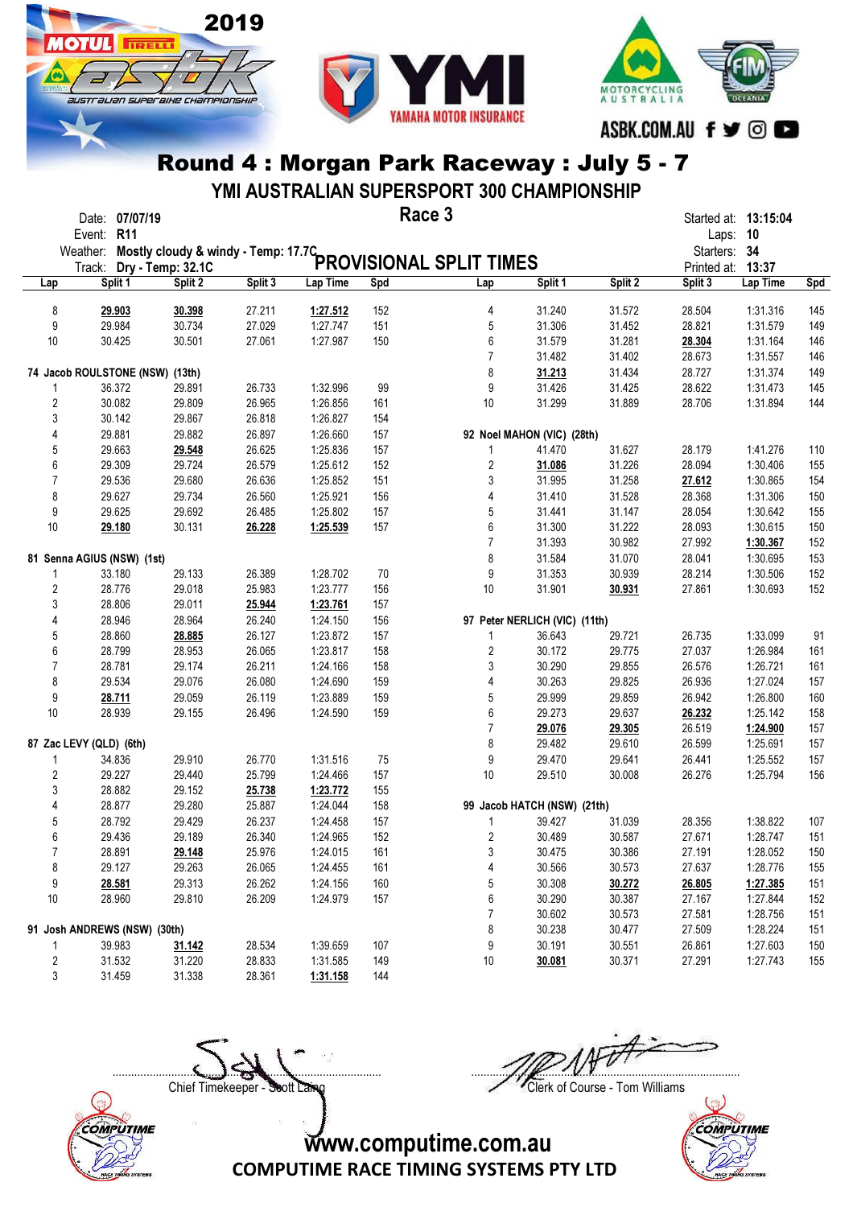## Round 4 : Morgan Park Raceway : July 5 - 7

### YMI AUSTRALIAN SUPERSPORT 300 CHAMPIONSHIP

### Race 3

Date: **07/07/19**
Event: **R11**
Weather: **Mostly cloudy & windy - Temp: 17.7C**
Track: **Dry - Temp: 32.1C**

Started at: **13:15:04**
Laps: **10**
Starters: **34**
Printed at: **13:37**

### PROVISIONAL SPLIT TIMES

| Lap | Split 1 | Split 2 | Split 3 | Lap Time | Spd |
|---|---|---|---|---|---|
| 8 | **29.903** | **30.398** | 27.211 | **1:27.512** | 152 |
| 9 | 29.984 | 30.734 | 27.029 | 1:27.747 | 151 |
| 10 | 30.425 | 30.501 | 27.061 | 1:27.987 | 150 |

**74 Jacob ROULSTONE (NSW) (13th)**

| Lap | Split 1 | Split 2 | Split 3 | Lap Time | Spd |
|---|---|---|---|---|---|
| 1 | 36.372 | 29.891 | 26.733 | 1:32.996 | 99 |
| 2 | 30.082 | 29.809 | 26.965 | 1:26.856 | 161 |
| 3 | 30.142 | 29.867 | 26.818 | 1:26.827 | 154 |
| 4 | 29.881 | 29.882 | 26.897 | 1:26.660 | 157 |
| 5 | 29.663 | **29.548** | 26.625 | 1:25.836 | 157 |
| 6 | 29.309 | 29.724 | 26.579 | 1:25.612 | 152 |
| 7 | 29.536 | 29.680 | 26.636 | 1:25.852 | 151 |
| 8 | 29.627 | 29.734 | 26.560 | 1:25.921 | 156 |
| 9 | 29.625 | 29.692 | 26.485 | 1:25.802 | 157 |
| 10 | **29.180** | 30.131 | **26.228** | **1:25.539** | 157 |

**81 Senna AGIUS (NSW) (1st)**

| Lap | Split 1 | Split 2 | Split 3 | Lap Time | Spd |
|---|---|---|---|---|---|
| 1 | 33.180 | 29.133 | 26.389 | 1:28.702 | 70 |
| 2 | 28.776 | 29.018 | 25.983 | 1:23.777 | 156 |
| 3 | 28.806 | 29.011 | **25.944** | **1:23.761** | 157 |
| 4 | 28.946 | 28.964 | 26.240 | 1:24.150 | 156 |
| 5 | 28.860 | **28.885** | 26.127 | 1:23.872 | 157 |
| 6 | 28.799 | 28.953 | 26.065 | 1:23.817 | 158 |
| 7 | 28.781 | 29.174 | 26.211 | 1:24.166 | 158 |
| 8 | 29.534 | 29.076 | 26.080 | 1:24.690 | 159 |
| 9 | **28.711** | 29.059 | 26.119 | 1:23.889 | 159 |
| 10 | 28.939 | 29.155 | 26.496 | 1:24.590 | 159 |

**87 Zac LEVY (QLD) (6th)**

| Lap | Split 1 | Split 2 | Split 3 | Lap Time | Spd |
|---|---|---|---|---|---|
| 1 | 34.836 | 29.910 | 26.770 | 1:31.516 | 75 |
| 2 | 29.227 | 29.440 | 25.799 | 1:24.466 | 157 |
| 3 | 28.882 | 29.152 | **25.738** | **1:23.772** | 155 |
| 4 | 28.877 | 29.280 | 25.887 | 1:24.044 | 158 |
| 5 | 28.792 | 29.429 | 26.237 | 1:24.458 | 157 |
| 6 | 29.436 | 29.189 | 26.340 | 1:24.965 | 152 |
| 7 | 28.891 | **29.148** | 25.976 | 1:24.015 | 161 |
| 8 | 29.127 | 29.263 | 26.065 | 1:24.455 | 161 |
| 9 | **28.581** | 29.313 | 26.262 | 1:24.156 | 160 |
| 10 | 28.960 | 29.810 | 26.209 | 1:24.979 | 157 |

**91 Josh ANDREWS (NSW) (30th)**

| Lap | Split 1 | Split 2 | Split 3 | Lap Time | Spd |
|---|---|---|---|---|---|
| 1 | 39.983 | **31.142** | 28.534 | 1:39.659 | 107 |
| 2 | 31.532 | 31.220 | 28.833 | 1:31.585 | 149 |
| 3 | 31.459 | 31.338 | 28.361 | **1:31.158** | 144 |
| 4 | 31.240 | 31.572 | 28.504 | 1:31.316 | 145 |
| 5 | 31.306 | 31.452 | 28.821 | 1:31.579 | 149 |
| 6 | 31.579 | 31.281 | **28.304** | 1:31.164 | 146 |
| 7 | 31.482 | 31.402 | 28.673 | 1:31.557 | 146 |
| 8 | **31.213** | 31.434 | 28.727 | 1:31.374 | 149 |
| 9 | 31.426 | 31.425 | 28.622 | 1:31.473 | 145 |
| 10 | 31.299 | 31.889 | 28.706 | 1:31.894 | 144 |

**92 Noel MAHON (VIC) (28th)**

| Lap | Split 1 | Split 2 | Split 3 | Lap Time | Spd |
|---|---|---|---|---|---|
| 1 | 41.470 | 31.627 | 28.179 | 1:41.276 | 110 |
| 2 | **31.086** | 31.226 | 28.094 | 1:30.406 | 155 |
| 3 | 31.995 | 31.258 | **27.612** | 1:30.865 | 154 |
| 4 | 31.410 | 31.528 | 28.368 | 1:31.306 | 150 |
| 5 | 31.441 | 31.147 | 28.054 | 1:30.642 | 155 |
| 6 | 31.300 | 31.222 | 28.093 | 1:30.615 | 150 |
| 7 | 31.393 | 30.982 | 27.992 | **1:30.367** | 152 |
| 8 | 31.584 | 31.070 | 28.041 | 1:30.695 | 153 |
| 9 | 31.353 | 30.939 | 28.214 | 1:30.506 | 152 |
| 10 | 31.901 | **30.931** | 27.861 | 1:30.693 | 152 |

**97 Peter NERLICH (VIC) (11th)**

| Lap | Split 1 | Split 2 | Split 3 | Lap Time | Spd |
|---|---|---|---|---|---|
| 1 | 36.643 | 29.721 | 26.735 | 1:33.099 | 91 |
| 2 | 30.172 | 29.775 | 27.037 | 1:26.984 | 161 |
| 3 | 30.290 | 29.855 | 26.576 | 1:26.721 | 161 |
| 4 | 30.263 | 29.825 | 26.936 | 1:27.024 | 157 |
| 5 | 29.999 | 29.859 | 26.942 | 1:26.800 | 160 |
| 6 | 29.273 | 29.637 | **26.232** | 1:25.142 | 158 |
| 7 | **29.076** | **29.305** | 26.519 | **1:24.900** | 157 |
| 8 | 29.482 | 29.610 | 26.599 | 1:25.691 | 157 |
| 9 | 29.470 | 29.641 | 26.441 | 1:25.552 | 157 |
| 10 | 29.510 | 30.008 | 26.276 | 1:25.794 | 156 |

**99 Jacob HATCH (NSW) (21th)**

| Lap | Split 1 | Split 2 | Split 3 | Lap Time | Spd |
|---|---|---|---|---|---|
| 1 | 39.427 | 31.039 | 28.356 | 1:38.822 | 107 |
| 2 | 30.489 | 30.587 | 27.671 | 1:28.747 | 151 |
| 3 | 30.475 | 30.386 | 27.191 | 1:28.052 | 150 |
| 4 | 30.566 | 30.573 | 27.637 | 1:28.776 | 155 |
| 5 | 30.308 | **30.272** | **26.805** | **1:27.385** | 151 |
| 6 | 30.290 | 30.387 | 27.167 | 1:27.844 | 152 |
| 7 | 30.602 | 30.573 | 27.581 | 1:28.756 | 151 |
| 8 | 30.238 | 30.477 | 27.509 | 1:28.224 | 151 |
| 9 | 30.191 | 30.551 | 26.861 | 1:27.603 | 150 |
| 10 | **30.081** | 30.371 | 27.291 | 1:27.743 | 155 |

Chief Timekeeper - Scott Laing

Clerk of Course - Tom Williams

www.computime.com.au
COMPUTIME RACE TIMING SYSTEMS PTY LTD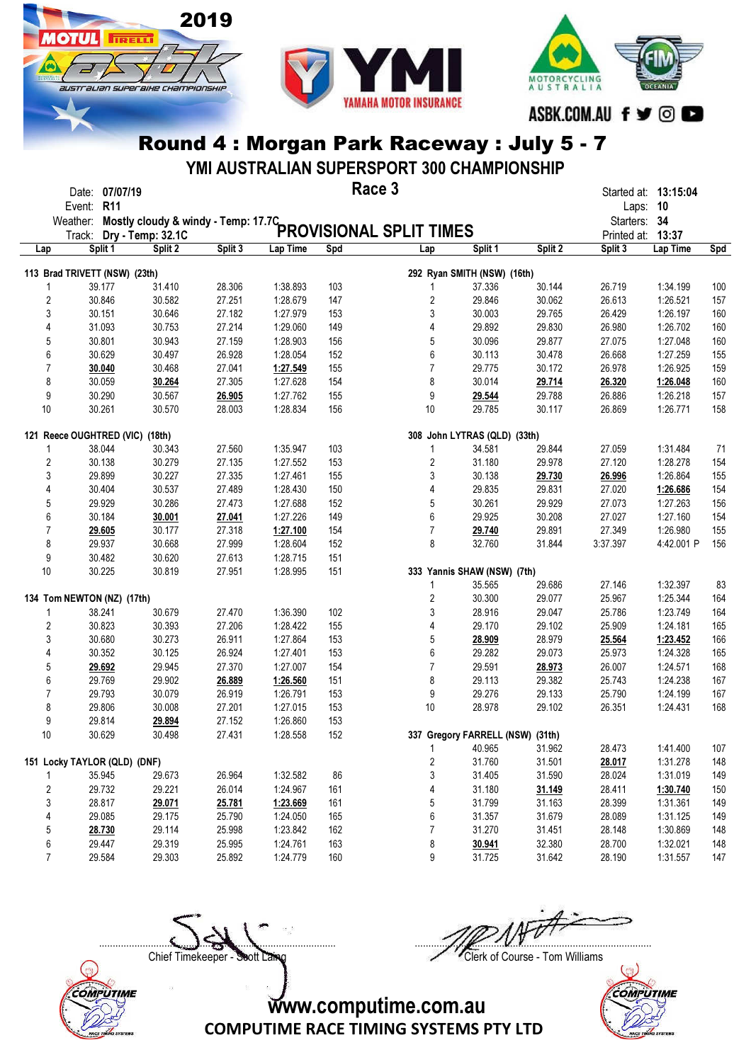# Round 4 : Morgan Park Raceway : July 5 - 7

## YMI AUSTRALIAN SUPERSPORT 300 CHAMPIONSHIP

### Race 3

Date: **07/07/19**
Event: **R11**
Weather: **Mostly cloudy & windy - Temp: 17.7C**
Track: **Dry - Temp: 32.1C**

Started at: **13:15:04**
Laps: **10**
Starters: **34**
Printed at: **13:37**

## PROVISIONAL SPLIT TIMES

**113 Brad TRIVETT (NSW) (23th)**

| Lap | Split 1 | Split 2 | Split 3 | Lap Time | Spd |
|---|---|---|---|---|---|
| 1 | 39.177 | 31.410 | 28.306 | 1:38.893 | 103 |
| 2 | 30.846 | 30.582 | 27.251 | 1:28.679 | 147 |
| 3 | 30.151 | 30.646 | 27.182 | 1:27.979 | 153 |
| 4 | 31.093 | 30.753 | 27.214 | 1:29.060 | 149 |
| 5 | 30.801 | 30.943 | 27.159 | 1:28.903 | 156 |
| 6 | 30.629 | 30.497 | 26.928 | 1:28.054 | 152 |
| 7 | **30.040** | 30.468 | 27.041 | **1:27.549** | 155 |
| 8 | 30.059 | **30.264** | 27.305 | 1:27.628 | 154 |
| 9 | 30.290 | 30.567 | **26.905** | 1:27.762 | 155 |
| 10 | 30.261 | 30.570 | 28.003 | 1:28.834 | 156 |

**121 Reece OUGHTRED (VIC) (18th)**

| Lap | Split 1 | Split 2 | Split 3 | Lap Time | Spd |
|---|---|---|---|---|---|
| 1 | 38.044 | 30.343 | 27.560 | 1:35.947 | 103 |
| 2 | 30.138 | 30.279 | 27.135 | 1:27.552 | 153 |
| 3 | 29.899 | 30.227 | 27.335 | 1:27.461 | 155 |
| 4 | 30.404 | 30.537 | 27.489 | 1:28.430 | 150 |
| 5 | 29.929 | 30.286 | 27.473 | 1:27.688 | 152 |
| 6 | 30.184 | **30.001** | **27.041** | 1:27.226 | 149 |
| 7 | **29.605** | 30.177 | 27.318 | **1:27.100** | 154 |
| 8 | 29.937 | 30.668 | 27.999 | 1:28.604 | 152 |
| 9 | 30.482 | 30.620 | 27.613 | 1:28.715 | 151 |
| 10 | 30.225 | 30.819 | 27.951 | 1:28.995 | 151 |

**134 Tom NEWTON (NZ) (17th)**

| Lap | Split 1 | Split 2 | Split 3 | Lap Time | Spd |
|---|---|---|---|---|---|
| 1 | 38.241 | 30.679 | 27.470 | 1:36.390 | 102 |
| 2 | 30.823 | 30.393 | 27.206 | 1:28.422 | 155 |
| 3 | 30.680 | 30.273 | 26.911 | 1:27.864 | 153 |
| 4 | 30.352 | 30.125 | 26.924 | 1:27.401 | 153 |
| 5 | **29.692** | 29.945 | 27.370 | 1:27.007 | 154 |
| 6 | 29.769 | 29.902 | **26.889** | **1:26.560** | 151 |
| 7 | 29.793 | 30.079 | 26.919 | 1:26.791 | 153 |
| 8 | 29.806 | 30.008 | 27.201 | 1:27.015 | 153 |
| 9 | 29.814 | **29.894** | 27.152 | 1:26.860 | 153 |
| 10 | 30.629 | 30.498 | 27.431 | 1:28.558 | 152 |

**151 Locky TAYLOR (QLD) (DNF)**

| Lap | Split 1 | Split 2 | Split 3 | Lap Time | Spd |
|---|---|---|---|---|---|
| 1 | 35.945 | 29.673 | 26.964 | 1:32.582 | 86 |
| 2 | 29.732 | 29.221 | 26.014 | 1:24.967 | 161 |
| 3 | 28.817 | **29.071** | **25.781** | **1:23.669** | 161 |
| 4 | 29.085 | 29.175 | 25.790 | 1:24.050 | 165 |
| 5 | **28.730** | 29.114 | 25.998 | 1:23.842 | 162 |
| 6 | 29.447 | 29.319 | 25.995 | 1:24.761 | 163 |
| 7 | 29.584 | 29.303 | 25.892 | 1:24.779 | 160 |

**292 Ryan SMITH (NSW) (16th)**

| Lap | Split 1 | Split 2 | Split 3 | Lap Time | Spd |
|---|---|---|---|---|---|
| 1 | 37.336 | 30.144 | 26.719 | 1:34.199 | 100 |
| 2 | 29.846 | 30.062 | 26.613 | 1:26.521 | 157 |
| 3 | 30.003 | 29.765 | 26.429 | 1:26.197 | 160 |
| 4 | 29.892 | 29.830 | 26.980 | 1:26.702 | 160 |
| 5 | 30.096 | 29.877 | 27.075 | 1:27.048 | 160 |
| 6 | 30.113 | 30.478 | 26.668 | 1:27.259 | 155 |
| 7 | 29.775 | 30.172 | 26.978 | 1:26.925 | 159 |
| 8 | 30.014 | **29.714** | **26.320** | **1:26.048** | 160 |
| 9 | **29.544** | 29.788 | 26.886 | 1:26.218 | 157 |
| 10 | 29.785 | 30.117 | 26.869 | 1:26.771 | 158 |

**308 John LYTRAS (QLD) (33th)**

| Lap | Split 1 | Split 2 | Split 3 | Lap Time | Spd |
|---|---|---|---|---|---|
| 1 | 34.581 | 29.844 | 27.059 | 1:31.484 | 71 |
| 2 | 31.180 | 29.978 | 27.120 | 1:28.278 | 154 |
| 3 | 30.138 | **29.730** | **26.996** | 1:26.864 | 155 |
| 4 | 29.835 | 29.831 | 27.020 | **1:26.686** | 154 |
| 5 | 30.261 | 29.929 | 27.073 | 1:27.263 | 156 |
| 6 | 29.925 | 30.208 | 27.027 | 1:27.160 | 154 |
| 7 | **29.740** | 29.891 | 27.349 | 1:26.980 | 155 |
| 8 | 32.760 | 31.844 | 3:37.397 | 4:42.001 P | 156 |

**333 Yannis SHAW (NSW) (7th)**

| Lap | Split 1 | Split 2 | Split 3 | Lap Time | Spd |
|---|---|---|---|---|---|
| 1 | 35.565 | 29.686 | 27.146 | 1:32.397 | 83 |
| 2 | 30.300 | 29.077 | 25.967 | 1:25.344 | 164 |
| 3 | 28.916 | 29.047 | 25.786 | 1:23.749 | 164 |
| 4 | 29.170 | 29.102 | 25.909 | 1:24.181 | 165 |
| 5 | **28.909** | 28.979 | **25.564** | **1:23.452** | 166 |
| 6 | 29.282 | 29.073 | 25.973 | 1:24.328 | 165 |
| 7 | 29.591 | **28.973** | 26.007 | 1:24.571 | 168 |
| 8 | 29.113 | 29.382 | 25.743 | 1:24.238 | 167 |
| 9 | 29.276 | 29.133 | 25.790 | 1:24.199 | 167 |
| 10 | 28.978 | 29.102 | 26.351 | 1:24.431 | 168 |

**337 Gregory FARRELL (NSW) (31th)**

| Lap | Split 1 | Split 2 | Split 3 | Lap Time | Spd |
|---|---|---|---|---|---|
| 1 | 40.965 | 31.962 | 28.473 | 1:41.400 | 107 |
| 2 | 31.760 | 31.501 | **28.017** | 1:31.278 | 148 |
| 3 | 31.405 | 31.590 | 28.024 | 1:31.019 | 149 |
| 4 | 31.180 | **31.149** | 28.411 | **1:30.740** | 150 |
| 5 | 31.799 | 31.163 | 28.399 | 1:31.361 | 149 |
| 6 | 31.357 | 31.679 | 28.089 | 1:31.125 | 149 |
| 7 | 31.270 | 31.451 | 28.148 | 1:30.869 | 148 |
| 8 | **30.941** | 32.380 | 28.700 | 1:32.021 | 148 |
| 9 | 31.725 | 31.642 | 28.190 | 1:31.557 | 147 |

Chief Timekeeper - Scott Laing

Clerk of Course - Tom Williams

www.computime.com.au
COMPUTIME RACE TIMING SYSTEMS PTY LTD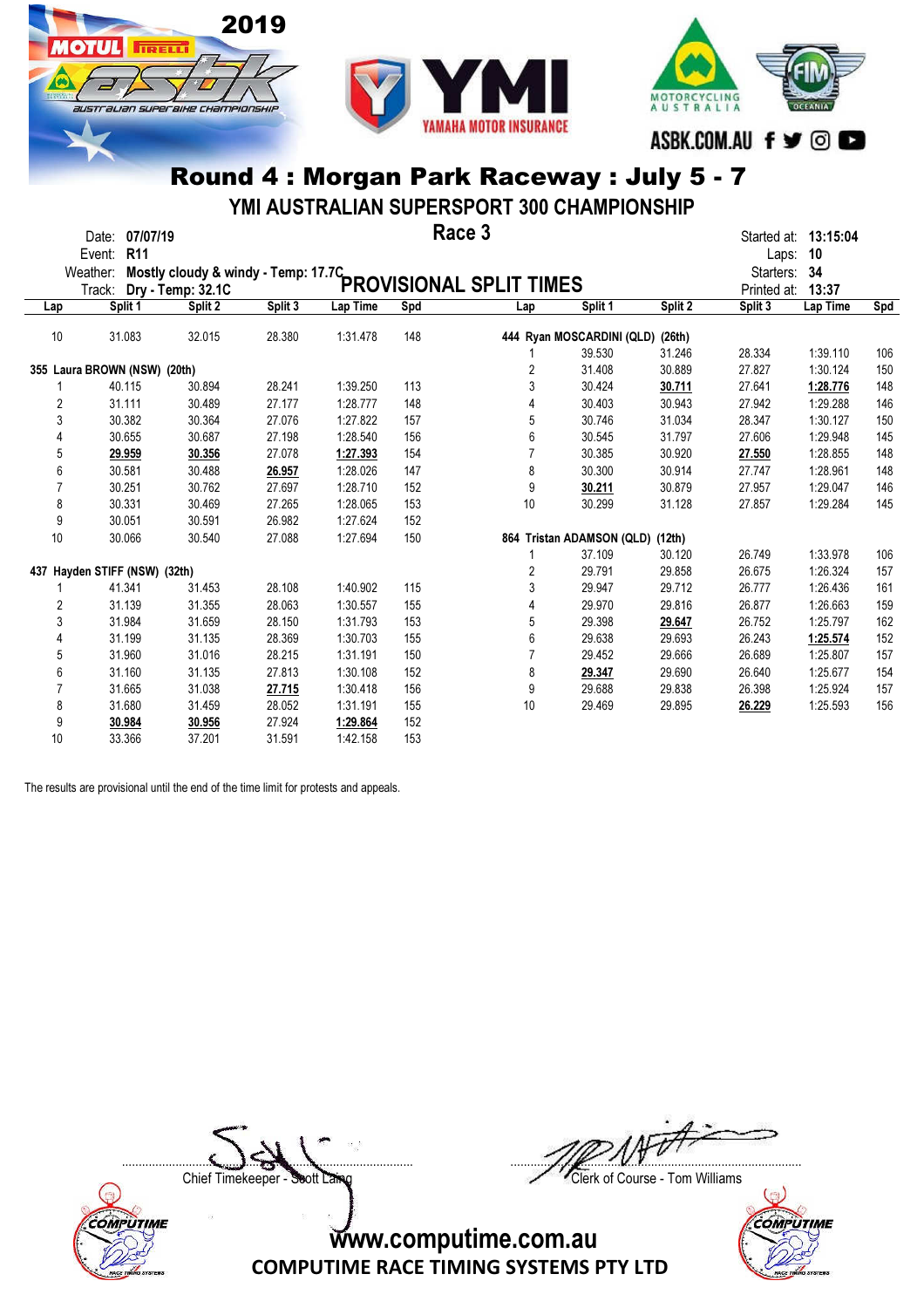# Round 4 : Morgan Park Raceway : July 5 - 7

## YMI AUSTRALIAN SUPERSPORT 300 CHAMPIONSHIP

### Race 3

### PROVISIONAL SPLIT TIMES

Date: **07/07/19**
Event: **R11**
Weather: **Mostly cloudy & windy - Temp: 17.7C**
Track: **Dry - Temp: 32.1C**

Started at: **13:15:04**
Laps: **10**
Starters: **34**
Printed at: **13:37**

| Lap | Split 1 | Split 2 | Split 3 | Lap Time | Spd |
|---|---|---|---|---|---|
| 10 | 31.083 | 32.015 | 28.380 | 1:31.478 | 148 |
| **355 Laura BROWN (NSW) (20th)** | | | | | |
| 1 | 40.115 | 30.894 | 28.241 | 1:39.250 | 113 |
| 2 | 31.111 | 30.489 | 27.177 | 1:28.777 | 148 |
| 3 | 30.382 | 30.364 | 27.076 | 1:27.822 | 157 |
| 4 | 30.655 | 30.687 | 27.198 | 1:28.540 | 156 |
| 5 | **29.959** | **30.356** | 27.078 | **1:27.393** | 154 |
| 6 | 30.581 | 30.488 | **26.957** | 1:28.026 | 147 |
| 7 | 30.251 | 30.762 | 27.697 | 1:28.710 | 152 |
| 8 | 30.331 | 30.469 | 27.265 | 1:28.065 | 153 |
| 9 | 30.051 | 30.591 | 26.982 | 1:27.624 | 152 |
| 10 | 30.066 | 30.540 | 27.088 | 1:27.694 | 150 |
| **437 Hayden STIFF (NSW) (32th)** | | | | | |
| 1 | 41.341 | 31.453 | 28.108 | 1:40.902 | 115 |
| 2 | 31.139 | 31.355 | 28.063 | 1:30.557 | 155 |
| 3 | 31.984 | 31.659 | 28.150 | 1:31.793 | 153 |
| 4 | 31.199 | 31.135 | 28.369 | 1:30.703 | 155 |
| 5 | 31.960 | 31.016 | 28.215 | 1:31.191 | 150 |
| 6 | 31.160 | 31.135 | 27.813 | 1:30.108 | 152 |
| 7 | 31.665 | 31.038 | **27.715** | 1:30.418 | 156 |
| 8 | 31.680 | 31.459 | 28.052 | 1:31.191 | 155 |
| 9 | **30.984** | **30.956** | 27.924 | **1:29.864** | 152 |
| 10 | 33.366 | 37.201 | 31.591 | 1:42.158 | 153 |
| **444 Ryan MOSCARDINI (QLD) (26th)** | | | | | |
| 1 | 39.530 | 31.246 | 28.334 | 1:39.110 | 106 |
| 2 | 31.408 | 30.889 | 27.827 | 1:30.124 | 150 |
| 3 | 30.424 | **30.711** | 27.641 | **1:28.776** | 148 |
| 4 | 30.403 | 30.943 | 27.942 | 1:29.288 | 146 |
| 5 | 30.746 | 31.034 | 28.347 | 1:30.127 | 150 |
| 6 | 30.545 | 31.797 | 27.606 | 1:29.948 | 145 |
| 7 | 30.385 | 30.920 | **27.550** | 1:28.855 | 148 |
| 8 | 30.300 | 30.914 | 27.747 | 1:28.961 | 148 |
| 9 | **30.211** | 30.879 | 27.957 | 1:29.047 | 146 |
| 10 | 30.299 | 31.128 | 27.857 | 1:29.284 | 145 |
| **864 Tristan ADAMSON (QLD) (12th)** | | | | | |
| 1 | 37.109 | 30.120 | 26.749 | 1:33.978 | 106 |
| 2 | 29.791 | 29.858 | 26.675 | 1:26.324 | 157 |
| 3 | 29.947 | 29.712 | 26.777 | 1:26.436 | 161 |
| 4 | 29.970 | 29.816 | 26.877 | 1:26.663 | 159 |
| 5 | 29.398 | **29.647** | 26.752 | 1:25.797 | 162 |
| 6 | 29.638 | 29.693 | 26.243 | **1:25.574** | 152 |
| 7 | 29.452 | 29.666 | 26.689 | 1:25.807 | 157 |
| 8 | **29.347** | 29.690 | 26.640 | 1:25.677 | 154 |
| 9 | 29.688 | 29.838 | 26.398 | 1:25.924 | 157 |
| 10 | 29.469 | 29.895 | **26.229** | 1:25.593 | 156 |

The results are provisional until the end of the time limit for protests and appeals.

Chief Timekeeper - Scott Laing

Clerk of Course - Tom Williams

www.computime.com.au

COMPUTIME RACE TIMING SYSTEMS PTY LTD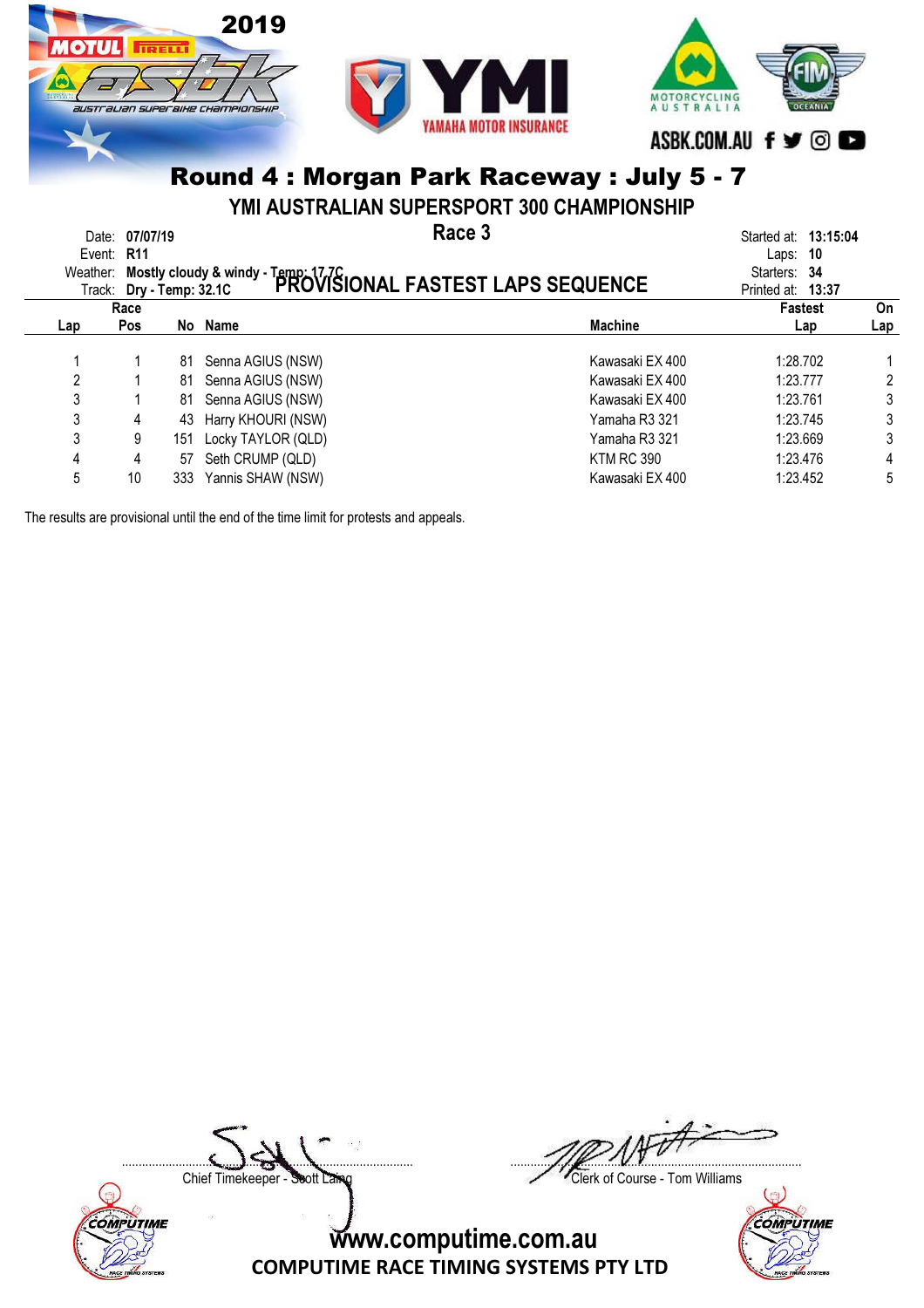2019

# Round 4 : Morgan Park Raceway : July 5 - 7

## YMI AUSTRALIAN SUPERSPORT 300 CHAMPIONSHIP

### Race 3

Date: **07/07/19**
Event: **R11**
Weather: **Mostly cloudy & windy - Temp: 17.7C**
Track: **Dry - Temp: 32.1C**

### PROVISIONAL FASTEST LAPS SEQUENCE

Started at: **13:15:04**
Laps: **10**
Starters: **34**
Printed at: **13:37**

| Lap | Race Pos | No | Name | Machine | Fastest Lap | On Lap |
|---|---|---|---|---|---|---|
| 1 | 1 | 81 | Senna AGIUS (NSW) | Kawasaki EX 400 | 1:28.702 | 1 |
| 2 | 1 | 81 | Senna AGIUS (NSW) | Kawasaki EX 400 | 1:23.777 | 2 |
| 3 | 1 | 81 | Senna AGIUS (NSW) | Kawasaki EX 400 | 1:23.761 | 3 |
| 3 | 4 | 43 | Harry KHOURI (NSW) | Yamaha R3 321 | 1:23.745 | 3 |
| 3 | 9 | 151 | Locky TAYLOR (QLD) | Yamaha R3 321 | 1:23.669 | 3 |
| 4 | 4 | 57 | Seth CRUMP (QLD) | KTM RC 390 | 1:23.476 | 4 |
| 5 | 10 | 333 | Yannis SHAW (NSW) | Kawasaki EX 400 | 1:23.452 | 5 |

The results are provisional until the end of the time limit for protests and appeals.

Chief Timekeeper - Scott Laing

Clerk of Course - Tom Williams

www.computime.com.au
COMPUTIME RACE TIMING SYSTEMS PTY LTD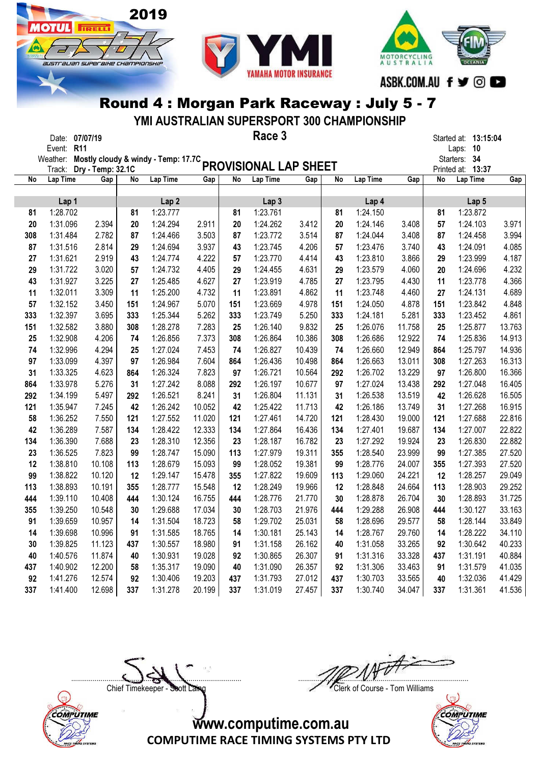2019

# Round 4 : Morgan Park Raceway : July 5 - 7

## YMI AUSTRALIAN SUPERSPORT 300 CHAMPIONSHIP

### Race 3

### PROVISIONAL LAP SHEET

Date: **07/07/19**
Event: **R11**
Weather: **Mostly cloudy & windy - Temp: 17.7C**
Track: **Dry - Temp: 32.1C**

Started at: **13:15:04**
Laps: **10**
Starters: **34**
Printed at: **13:37**

| No | Lap Time | Gap | No | Lap Time | Gap | No | Lap Time | Gap | No | Lap Time | Gap | No | Lap Time | Gap |
|---|---|---|---|---|---|---|---|---|---|---|---|---|---|---|
| | Lap 1 | | | Lap 2 | | | Lap 3 | | | Lap 4 | | | Lap 5 | |
| 81 | 1:28.702 | | 81 | 1:23.777 | | 81 | 1:23.761 | | 81 | 1:24.150 | | 81 | 1:23.872 | |
| 20 | 1:31.096 | 2.394 | 20 | 1:24.294 | 2.911 | 20 | 1:24.262 | 3.412 | 20 | 1:24.146 | 3.408 | 57 | 1:24.103 | 3.971 |
| 308 | 1:31.484 | 2.782 | 87 | 1:24.466 | 3.503 | 87 | 1:23.772 | 3.514 | 87 | 1:24.044 | 3.408 | 87 | 1:24.458 | 3.994 |
| 87 | 1:31.516 | 2.814 | 29 | 1:24.694 | 3.937 | 43 | 1:23.745 | 4.206 | 57 | 1:23.476 | 3.740 | 43 | 1:24.091 | 4.085 |
| 27 | 1:31.621 | 2.919 | 43 | 1:24.774 | 4.222 | 57 | 1:23.770 | 4.414 | 43 | 1:23.810 | 3.866 | 29 | 1:23.999 | 4.187 |
| 29 | 1:31.722 | 3.020 | 57 | 1:24.732 | 4.405 | 29 | 1:24.455 | 4.631 | 29 | 1:23.579 | 4.060 | 20 | 1:24.696 | 4.232 |
| 43 | 1:31.927 | 3.225 | 27 | 1:25.485 | 4.627 | 27 | 1:23.919 | 4.785 | 27 | 1:23.795 | 4.430 | 11 | 1:23.778 | 4.366 |
| 11 | 1:32.011 | 3.309 | 11 | 1:25.200 | 4.732 | 11 | 1:23.891 | 4.862 | 11 | 1:23.748 | 4.460 | 27 | 1:24.131 | 4.689 |
| 57 | 1:32.152 | 3.450 | 151 | 1:24.967 | 5.070 | 151 | 1:23.669 | 4.978 | 151 | 1:24.050 | 4.878 | 151 | 1:23.842 | 4.848 |
| 333 | 1:32.397 | 3.695 | 333 | 1:25.344 | 5.262 | 333 | 1:23.749 | 5.250 | 333 | 1:24.181 | 5.281 | 333 | 1:23.452 | 4.861 |
| 151 | 1:32.582 | 3.880 | 308 | 1:28.278 | 7.283 | 25 | 1:26.140 | 9.832 | 25 | 1:26.076 | 11.758 | 25 | 1:25.877 | 13.763 |
| 25 | 1:32.908 | 4.206 | 74 | 1:26.856 | 7.373 | 308 | 1:26.864 | 10.386 | 308 | 1:26.686 | 12.922 | 74 | 1:25.836 | 14.913 |
| 74 | 1:32.996 | 4.294 | 25 | 1:27.024 | 7.453 | 74 | 1:26.827 | 10.439 | 74 | 1:26.660 | 12.949 | 864 | 1:25.797 | 14.936 |
| 97 | 1:33.099 | 4.397 | 97 | 1:26.984 | 7.604 | 864 | 1:26.436 | 10.498 | 864 | 1:26.663 | 13.011 | 308 | 1:27.263 | 16.313 |
| 31 | 1:33.325 | 4.623 | 864 | 1:26.324 | 7.823 | 97 | 1:26.721 | 10.564 | 292 | 1:26.702 | 13.229 | 97 | 1:26.800 | 16.366 |
| 864 | 1:33.978 | 5.276 | 31 | 1:27.242 | 8.088 | 292 | 1:26.197 | 10.677 | 97 | 1:27.024 | 13.438 | 292 | 1:27.048 | 16.405 |
| 292 | 1:34.199 | 5.497 | 292 | 1:26.521 | 8.241 | 31 | 1:26.804 | 11.131 | 31 | 1:26.538 | 13.519 | 42 | 1:26.628 | 16.505 |
| 121 | 1:35.947 | 7.245 | 42 | 1:26.242 | 10.052 | 42 | 1:25.422 | 11.713 | 42 | 1:26.186 | 13.749 | 31 | 1:27.268 | 16.915 |
| 58 | 1:36.252 | 7.550 | 121 | 1:27.552 | 11.020 | 121 | 1:27.461 | 14.720 | 121 | 1:28.430 | 19.000 | 121 | 1:27.688 | 22.816 |
| 42 | 1:36.289 | 7.587 | 134 | 1:28.422 | 12.333 | 134 | 1:27.864 | 16.436 | 134 | 1:27.401 | 19.687 | 134 | 1:27.007 | 22.822 |
| 134 | 1:36.390 | 7.688 | 23 | 1:28.310 | 12.356 | 23 | 1:28.187 | 16.782 | 23 | 1:27.292 | 19.924 | 23 | 1:26.830 | 22.882 |
| 23 | 1:36.525 | 7.823 | 99 | 1:28.747 | 15.090 | 113 | 1:27.979 | 19.311 | 355 | 1:28.540 | 23.999 | 99 | 1:27.385 | 27.520 |
| 12 | 1:38.810 | 10.108 | 113 | 1:28.679 | 15.093 | 99 | 1:28.052 | 19.381 | 99 | 1:28.776 | 24.007 | 355 | 1:27.393 | 27.520 |
| 99 | 1:38.822 | 10.120 | 12 | 1:29.147 | 15.478 | 355 | 1:27.822 | 19.609 | 113 | 1:29.060 | 24.221 | 12 | 1:28.257 | 29.049 |
| 113 | 1:38.893 | 10.191 | 355 | 1:28.777 | 15.548 | 12 | 1:28.249 | 19.966 | 12 | 1:28.848 | 24.664 | 113 | 1:28.903 | 29.252 |
| 444 | 1:39.110 | 10.408 | 444 | 1:30.124 | 16.755 | 444 | 1:28.776 | 21.770 | 30 | 1:28.878 | 26.704 | 30 | 1:28.893 | 31.725 |
| 355 | 1:39.250 | 10.548 | 30 | 1:29.688 | 17.034 | 30 | 1:28.703 | 21.976 | 444 | 1:29.288 | 26.908 | 444 | 1:30.127 | 33.163 |
| 91 | 1:39.659 | 10.957 | 14 | 1:31.504 | 18.723 | 58 | 1:29.702 | 25.031 | 58 | 1:28.696 | 29.577 | 58 | 1:28.144 | 33.849 |
| 14 | 1:39.698 | 10.996 | 91 | 1:31.585 | 18.765 | 14 | 1:30.181 | 25.143 | 14 | 1:28.767 | 29.760 | 14 | 1:28.222 | 34.110 |
| 30 | 1:39.825 | 11.123 | 437 | 1:30.557 | 18.980 | 91 | 1:31.158 | 26.162 | 40 | 1:31.058 | 33.265 | 92 | 1:30.642 | 40.233 |
| 40 | 1:40.576 | 11.874 | 40 | 1:30.931 | 19.028 | 92 | 1:30.865 | 26.307 | 91 | 1:31.316 | 33.328 | 437 | 1:31.191 | 40.884 |
| 437 | 1:40.902 | 12.200 | 58 | 1:35.317 | 19.090 | 40 | 1:31.090 | 26.357 | 92 | 1:31.306 | 33.463 | 91 | 1:31.579 | 41.035 |
| 92 | 1:41.276 | 12.574 | 92 | 1:30.406 | 19.203 | 437 | 1:31.793 | 27.012 | 437 | 1:30.703 | 33.565 | 40 | 1:32.036 | 41.429 |
| 337 | 1:41.400 | 12.698 | 337 | 1:31.278 | 20.199 | 337 | 1:31.019 | 27.457 | 337 | 1:30.740 | 34.047 | 337 | 1:31.361 | 41.536 |

Chief Timekeeper - Scott Laing

Clerk of Course - Tom Williams

www.computime.com.au
COMPUTIME RACE TIMING SYSTEMS PTY LTD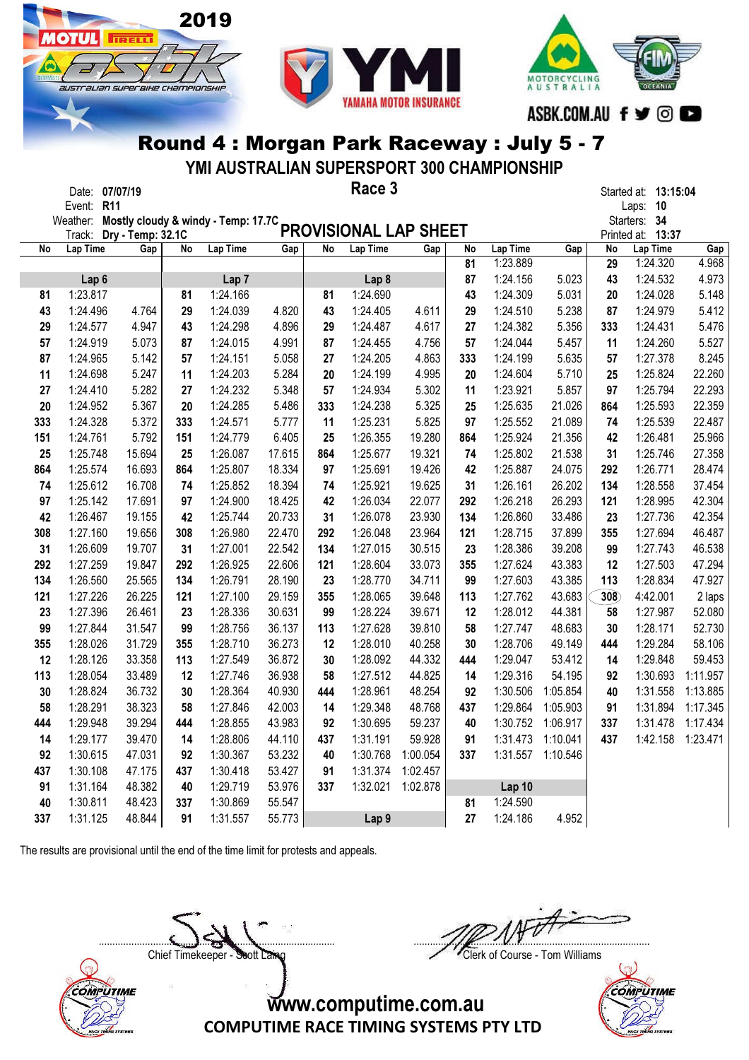## 2019 Motul Pirelli ASBK – Australian Superbike Championship

## Round 4 : Morgan Park Raceway : July 5 - 7

### YMI AUSTRALIAN SUPERSPORT 300 CHAMPIONSHIP

### Race 3

Date: 07/07/19
Event: R11
Weather: Mostly cloudy & windy - Temp: 17.7C
Track: Dry - Temp: 32.1C

### PROVISIONAL LAP SHEET

Started at: 13:15:04
Laps: 10
Starters: 34
Printed at: 13:37

| No | Lap Time | Gap | No | Lap Time | Gap | No | Lap Time | Gap | No | Lap Time | Gap | No | Lap Time | Gap |
|---|---|---|---|---|---|---|---|---|---|---|---|---|---|---|
| | | | | | | | | | 81 | 1:23.889 | | 29 | 1:24.320 | 4.968 |
| **Lap 6** | | | **Lap 7** | | | **Lap 8** | | | 87 | 1:24.156 | 5.023 | 43 | 1:24.532 | 4.973 |
| 81 | 1:23.817 | | 81 | 1:24.166 | | 81 | 1:24.690 | | 43 | 1:24.309 | 5.031 | 20 | 1:24.028 | 5.148 |
| 43 | 1:24.496 | 4.764 | 29 | 1:24.039 | 4.820 | 43 | 1:24.405 | 4.611 | 29 | 1:24.510 | 5.238 | 87 | 1:24.979 | 5.412 |
| 29 | 1:24.577 | 4.947 | 43 | 1:24.298 | 4.896 | 29 | 1:24.487 | 4.617 | 27 | 1:24.382 | 5.356 | 333 | 1:24.431 | 5.476 |
| 57 | 1:24.919 | 5.073 | 87 | 1:24.015 | 4.991 | 87 | 1:24.455 | 4.756 | 57 | 1:24.044 | 5.457 | 11 | 1:24.260 | 5.527 |
| 87 | 1:24.965 | 5.142 | 57 | 1:24.151 | 5.058 | 27 | 1:24.205 | 4.863 | 333 | 1:24.199 | 5.635 | 57 | 1:27.378 | 8.245 |
| 11 | 1:24.698 | 5.247 | 11 | 1:24.203 | 5.284 | 20 | 1:24.199 | 4.995 | 20 | 1:24.604 | 5.710 | 25 | 1:25.824 | 22.260 |
| 27 | 1:24.410 | 5.282 | 27 | 1:24.232 | 5.348 | 57 | 1:24.934 | 5.302 | 11 | 1:23.921 | 5.857 | 97 | 1:25.794 | 22.293 |
| 20 | 1:24.952 | 5.367 | 20 | 1:24.285 | 5.486 | 333 | 1:24.238 | 5.325 | 25 | 1:25.635 | 21.026 | 864 | 1:25.593 | 22.359 |
| 333 | 1:24.328 | 5.372 | 333 | 1:24.571 | 5.777 | 11 | 1:25.231 | 5.825 | 97 | 1:25.552 | 21.089 | 74 | 1:25.539 | 22.487 |
| 151 | 1:24.761 | 5.792 | 151 | 1:24.779 | 6.405 | 25 | 1:26.355 | 19.280 | 864 | 1:25.924 | 21.356 | 42 | 1:26.481 | 25.966 |
| 25 | 1:25.748 | 15.694 | 25 | 1:26.087 | 17.615 | 864 | 1:25.677 | 19.321 | 74 | 1:25.802 | 21.538 | 31 | 1:25.746 | 27.358 |
| 864 | 1:25.574 | 16.693 | 864 | 1:25.807 | 18.334 | 97 | 1:25.691 | 19.426 | 42 | 1:25.887 | 24.075 | 292 | 1:26.771 | 28.474 |
| 74 | 1:25.612 | 16.708 | 74 | 1:25.852 | 18.394 | 74 | 1:25.921 | 19.625 | 31 | 1:26.161 | 26.202 | 134 | 1:28.558 | 37.454 |
| 97 | 1:25.142 | 17.691 | 97 | 1:24.900 | 18.425 | 42 | 1:26.034 | 22.077 | 292 | 1:26.218 | 26.293 | 121 | 1:28.995 | 42.304 |
| 42 | 1:26.467 | 19.155 | 42 | 1:25.744 | 20.733 | 31 | 1:26.078 | 23.930 | 134 | 1:26.860 | 33.486 | 23 | 1:27.736 | 42.354 |
| 308 | 1:27.160 | 19.656 | 308 | 1:26.980 | 22.470 | 292 | 1:26.048 | 23.964 | 121 | 1:28.715 | 37.899 | 355 | 1:27.694 | 46.487 |
| 31 | 1:26.609 | 19.707 | 31 | 1:27.001 | 22.542 | 134 | 1:27.015 | 30.515 | 23 | 1:28.386 | 39.208 | 99 | 1:27.743 | 46.538 |
| 292 | 1:27.259 | 19.847 | 292 | 1:26.925 | 22.606 | 121 | 1:28.604 | 33.073 | 355 | 1:27.624 | 43.383 | 12 | 1:27.503 | 47.294 |
| 134 | 1:26.560 | 25.565 | 134 | 1:26.791 | 28.190 | 23 | 1:28.770 | 34.711 | 99 | 1:27.603 | 43.385 | 113 | 1:28.834 | 47.927 |
| 121 | 1:27.226 | 26.225 | 121 | 1:27.100 | 29.159 | 355 | 1:28.065 | 39.648 | 113 | 1:27.762 | 43.683 | 308 | 4:42.001 | 2 laps |
| 23 | 1:27.396 | 26.461 | 23 | 1:28.336 | 30.631 | 99 | 1:28.224 | 39.671 | 12 | 1:28.012 | 44.381 | 58 | 1:27.987 | 52.080 |
| 99 | 1:27.844 | 31.547 | 99 | 1:28.756 | 36.137 | 113 | 1:27.628 | 39.810 | 58 | 1:27.747 | 48.683 | 30 | 1:28.171 | 52.730 |
| 355 | 1:28.026 | 31.729 | 355 | 1:28.710 | 36.273 | 12 | 1:28.010 | 40.258 | 30 | 1:28.706 | 49.149 | 444 | 1:29.284 | 58.106 |
| 12 | 1:28.126 | 33.358 | 113 | 1:27.549 | 36.872 | 30 | 1:28.092 | 44.332 | 444 | 1:29.047 | 53.412 | 14 | 1:29.848 | 59.453 |
| 113 | 1:28.054 | 33.489 | 12 | 1:27.746 | 36.938 | 58 | 1:27.512 | 44.825 | 14 | 1:29.316 | 54.195 | 92 | 1:30.693 | 1:11.957 |
| 30 | 1:28.824 | 36.732 | 30 | 1:28.364 | 40.930 | 444 | 1:28.961 | 48.254 | 92 | 1:30.506 | 1:05.854 | 40 | 1:31.558 | 1:13.885 |
| 58 | 1:28.291 | 38.323 | 58 | 1:27.846 | 42.003 | 14 | 1:29.348 | 48.768 | 437 | 1:29.864 | 1:05.903 | 91 | 1:31.894 | 1:17.345 |
| 444 | 1:29.948 | 39.294 | 444 | 1:28.855 | 43.983 | 92 | 1:30.695 | 59.237 | 40 | 1:30.752 | 1:06.917 | 337 | 1:31.478 | 1:17.434 |
| 14 | 1:29.177 | 39.470 | 14 | 1:28.806 | 44.110 | 437 | 1:31.191 | 59.928 | 91 | 1:31.473 | 1:10.041 | 437 | 1:42.158 | 1:23.471 |
| 92 | 1:30.615 | 47.031 | 92 | 1:30.367 | 53.232 | 40 | 1:30.768 | 1:00.054 | 337 | 1:31.557 | 1:10.546 | | | |
| 437 | 1:30.108 | 47.175 | 437 | 1:30.418 | 53.427 | 91 | 1:31.374 | 1:02.457 | | | | | | |
| 91 | 1:31.164 | 48.382 | 40 | 1:29.719 | 53.976 | 337 | 1:32.021 | 1:02.878 | **Lap 10** | | | | | |
| 40 | 1:30.811 | 48.423 | 337 | 1:30.869 | 55.547 | | | | 81 | 1:24.590 | | | | |
| 337 | 1:31.125 | 48.844 | 91 | 1:31.557 | 55.773 | **Lap 9** | | | 27 | 1:24.186 | 4.952 | | | |

The results are provisional until the end of the time limit for protests and appeals.

Chief Timekeeper - Scott Laing

Clerk of Course - Tom Williams

www.computime.com.au

COMPUTIME RACE TIMING SYSTEMS PTY LTD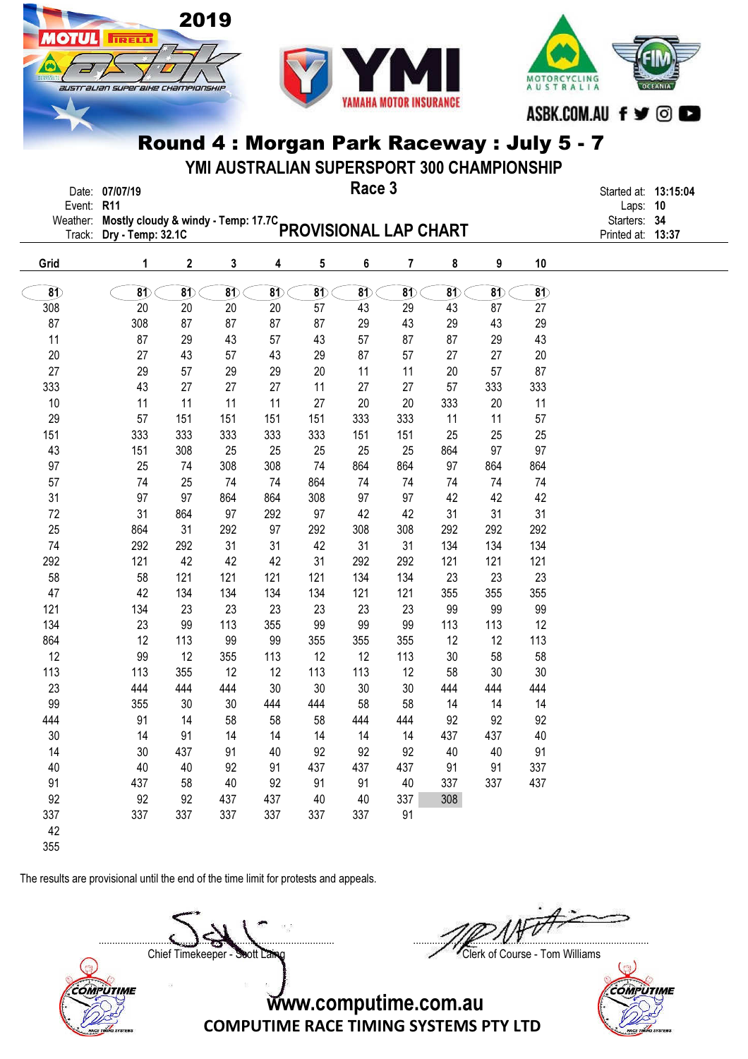2019

# Round 4 : Morgan Park Raceway : July 5 - 7

## YMI AUSTRALIAN SUPERSPORT 300 CHAMPIONSHIP

### Race 3

Date: **07/07/19**
Event: **R11**
Weather: **Mostly cloudy & windy - Temp: 17.7C**
Track: **Dry - Temp: 32.1C**

## PROVISIONAL LAP CHART

Started at: **13:15:04**
Laps: **10**
Starters: **34**
Printed at: **13:37**

| Grid | 1 | 2 | 3 | 4 | 5 | 6 | 7 | 8 | 9 | 10 |
|---|---|---|---|---|---|---|---|---|---|---|
| 81 | 81 | 81 | 81 | 81 | 81 | 81 | 81 | 81 | 81 | 81 |
| 308 | 20 | 20 | 20 | 20 | 57 | 43 | 29 | 43 | 87 | 27 |
| 87 | 308 | 87 | 87 | 87 | 87 | 29 | 43 | 29 | 43 | 29 |
| 11 | 87 | 29 | 43 | 57 | 43 | 57 | 87 | 87 | 29 | 43 |
| 20 | 27 | 43 | 57 | 43 | 29 | 87 | 57 | 27 | 27 | 20 |
| 27 | 29 | 57 | 29 | 29 | 20 | 11 | 11 | 20 | 57 | 87 |
| 333 | 43 | 27 | 27 | 27 | 11 | 27 | 27 | 57 | 333 | 333 |
| 10 | 11 | 11 | 11 | 11 | 27 | 20 | 20 | 333 | 20 | 11 |
| 29 | 57 | 151 | 151 | 151 | 151 | 333 | 333 | 11 | 11 | 57 |
| 151 | 333 | 333 | 333 | 333 | 333 | 151 | 151 | 25 | 25 | 25 |
| 43 | 151 | 308 | 25 | 25 | 25 | 25 | 25 | 864 | 97 | 97 |
| 97 | 25 | 74 | 308 | 308 | 74 | 864 | 864 | 97 | 864 | 864 |
| 57 | 74 | 25 | 74 | 74 | 864 | 74 | 74 | 74 | 74 | 74 |
| 31 | 97 | 97 | 864 | 864 | 308 | 97 | 97 | 42 | 42 | 42 |
| 72 | 31 | 864 | 97 | 292 | 97 | 42 | 42 | 31 | 31 | 31 |
| 25 | 864 | 31 | 292 | 97 | 292 | 308 | 308 | 292 | 292 | 292 |
| 74 | 292 | 292 | 31 | 31 | 42 | 31 | 31 | 134 | 134 | 134 |
| 292 | 121 | 42 | 42 | 42 | 31 | 292 | 292 | 121 | 121 | 121 |
| 58 | 58 | 121 | 121 | 121 | 121 | 134 | 134 | 23 | 23 | 23 |
| 47 | 42 | 134 | 134 | 134 | 134 | 121 | 121 | 355 | 355 | 355 |
| 121 | 134 | 23 | 23 | 23 | 23 | 23 | 23 | 99 | 99 | 99 |
| 134 | 23 | 99 | 113 | 355 | 99 | 99 | 99 | 113 | 113 | 12 |
| 864 | 12 | 113 | 99 | 99 | 355 | 355 | 355 | 12 | 12 | 113 |
| 12 | 99 | 12 | 355 | 113 | 12 | 12 | 113 | 30 | 58 | 58 |
| 113 | 113 | 355 | 12 | 12 | 113 | 113 | 12 | 58 | 30 | 30 |
| 23 | 444 | 444 | 444 | 30 | 30 | 30 | 30 | 444 | 444 | 444 |
| 99 | 355 | 30 | 30 | 444 | 444 | 58 | 58 | 14 | 14 | 14 |
| 444 | 91 | 14 | 58 | 58 | 58 | 444 | 444 | 92 | 92 | 92 |
| 30 | 14 | 91 | 14 | 14 | 14 | 14 | 14 | 437 | 437 | 40 |
| 14 | 30 | 437 | 91 | 40 | 92 | 92 | 92 | 40 | 40 | 91 |
| 40 | 40 | 40 | 92 | 91 | 437 | 437 | 437 | 91 | 91 | 337 |
| 91 | 437 | 58 | 40 | 92 | 91 | 91 | 40 | 337 | 337 | 437 |
| 92 | 92 | 92 | 437 | 437 | 40 | 40 | 337 | 308 | | |
| 337 | 337 | 337 | 337 | 337 | 337 | 337 | 91 | | | |
| 42 | | | | | | | | | | |
| 355 | | | | | | | | | | |

The results are provisional until the end of the time limit for protests and appeals.

Chief Timekeeper - Scott Laing

Clerk of Course - Tom Williams

www.computime.com.au
COMPUTIME RACE TIMING SYSTEMS PTY LTD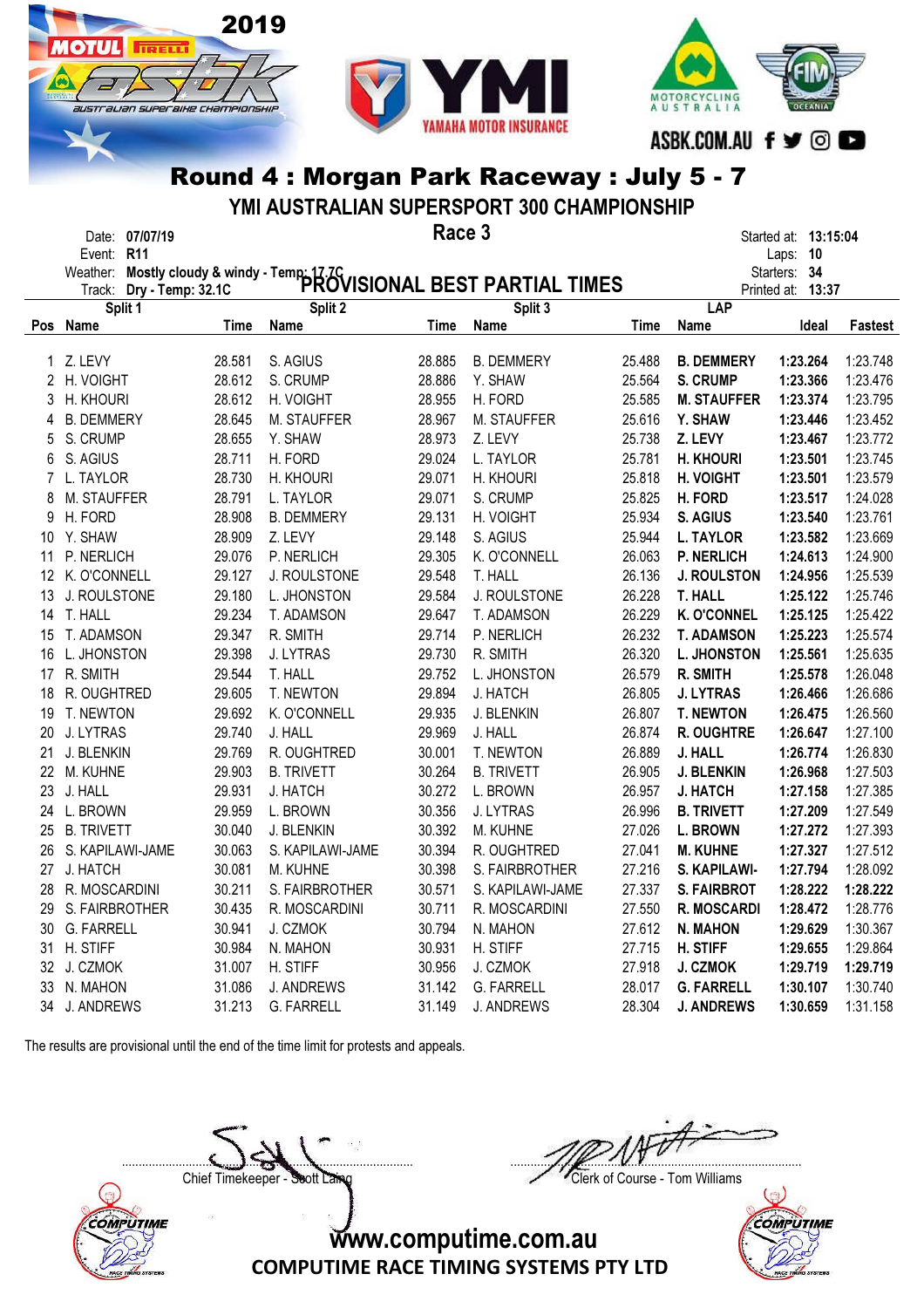2019

# Round 4 : Morgan Park Raceway : July 5 - 7

## YMI AUSTRALIAN SUPERSPORT 300 CHAMPIONSHIP

### Race 3

### PROVISIONAL BEST PARTIAL TIMES

Date: **07/07/19**
Event: **R11**
Weather: **Mostly cloudy & windy - Temp: 17.7C**
Track: **Dry - Temp: 32.1C**

Started at: **13:15:04**
Laps: **10**
Starters: **34**
Printed at: **13:37**

| Pos | Split 1 Name | Time | Split 2 Name | Time | Split 3 Name | Time | LAP Name | Ideal | Fastest |
|---|---|---|---|---|---|---|---|---|---|
| 1 | Z. LEVY | 28.581 | S. AGIUS | 28.885 | B. DEMMERY | 25.488 | **B. DEMMERY** | **1:23.264** | 1:23.748 |
| 2 | H. VOIGHT | 28.612 | S. CRUMP | 28.886 | Y. SHAW | 25.564 | **S. CRUMP** | **1:23.366** | 1:23.476 |
| 3 | H. KHOURI | 28.612 | H. VOIGHT | 28.955 | H. FORD | 25.585 | **M. STAUFFER** | **1:23.374** | 1:23.795 |
| 4 | B. DEMMERY | 28.645 | M. STAUFFER | 28.967 | M. STAUFFER | 25.616 | **Y. SHAW** | **1:23.446** | 1:23.452 |
| 5 | S. CRUMP | 28.655 | Y. SHAW | 28.973 | Z. LEVY | 25.738 | **Z. LEVY** | **1:23.467** | 1:23.772 |
| 6 | S. AGIUS | 28.711 | H. FORD | 29.024 | L. TAYLOR | 25.781 | **H. KHOURI** | **1:23.501** | 1:23.745 |
| 7 | L. TAYLOR | 28.730 | H. KHOURI | 29.071 | H. KHOURI | 25.818 | **H. VOIGHT** | **1:23.501** | 1:23.579 |
| 8 | M. STAUFFER | 28.791 | L. TAYLOR | 29.071 | S. CRUMP | 25.825 | **H. FORD** | **1:23.517** | 1:24.028 |
| 9 | H. FORD | 28.908 | B. DEMMERY | 29.131 | H. VOIGHT | 25.934 | **S. AGIUS** | **1:23.540** | 1:23.761 |
| 10 | Y. SHAW | 28.909 | Z. LEVY | 29.148 | S. AGIUS | 25.944 | **L. TAYLOR** | **1:23.582** | 1:23.669 |
| 11 | P. NERLICH | 29.076 | P. NERLICH | 29.305 | K. O'CONNELL | 26.063 | **P. NERLICH** | **1:24.613** | 1:24.900 |
| 12 | K. O'CONNELL | 29.127 | J. ROULSTONE | 29.548 | T. HALL | 26.136 | **J. ROULSTON** | **1:24.956** | 1:25.539 |
| 13 | J. ROULSTONE | 29.180 | L. JHONSTON | 29.584 | J. ROULSTONE | 26.228 | **T. HALL** | **1:25.122** | 1:25.746 |
| 14 | T. HALL | 29.234 | T. ADAMSON | 29.647 | T. ADAMSON | 26.229 | **K. O'CONNEL** | **1:25.125** | 1:25.422 |
| 15 | T. ADAMSON | 29.347 | R. SMITH | 29.714 | P. NERLICH | 26.232 | **T. ADAMSON** | **1:25.223** | 1:25.574 |
| 16 | L. JHONSTON | 29.398 | J. LYTRAS | 29.730 | R. SMITH | 26.320 | **L. JHONSTON** | **1:25.561** | 1:25.635 |
| 17 | R. SMITH | 29.544 | T. HALL | 29.752 | L. JHONSTON | 26.579 | **R. SMITH** | **1:25.578** | 1:26.048 |
| 18 | R. OUGHTRED | 29.605 | T. NEWTON | 29.894 | J. HATCH | 26.805 | **J. LYTRAS** | **1:26.466** | 1:26.686 |
| 19 | T. NEWTON | 29.692 | K. O'CONNELL | 29.935 | J. BLENKIN | 26.807 | **T. NEWTON** | **1:26.475** | 1:26.560 |
| 20 | J. LYTRAS | 29.740 | J. HALL | 29.969 | J. HALL | 26.874 | **R. OUGHTRE** | **1:26.647** | 1:27.100 |
| 21 | J. BLENKIN | 29.769 | R. OUGHTRED | 30.001 | T. NEWTON | 26.889 | **J. HALL** | **1:26.774** | 1:26.830 |
| 22 | M. KUHNE | 29.903 | B. TRIVETT | 30.264 | B. TRIVETT | 26.905 | **J. BLENKIN** | **1:26.968** | 1:27.503 |
| 23 | J. HALL | 29.931 | J. HATCH | 30.272 | L. BROWN | 26.957 | **J. HATCH** | **1:27.158** | 1:27.385 |
| 24 | L. BROWN | 29.959 | L. BROWN | 30.356 | J. LYTRAS | 26.996 | **B. TRIVETT** | **1:27.209** | 1:27.549 |
| 25 | B. TRIVETT | 30.040 | J. BLENKIN | 30.392 | M. KUHNE | 27.026 | **L. BROWN** | **1:27.272** | 1:27.393 |
| 26 | S. KAPILAWI-JAME | 30.063 | S. KAPILAWI-JAME | 30.394 | R. OUGHTRED | 27.041 | **M. KUHNE** | **1:27.327** | 1:27.512 |
| 27 | J. HATCH | 30.081 | M. KUHNE | 30.398 | S. FAIRBROTHER | 27.216 | **S. KAPILAWI-** | **1:27.794** | 1:28.092 |
| 28 | R. MOSCARDINI | 30.211 | S. FAIRBROTHER | 30.571 | S. KAPILAWI-JAME | 27.337 | **S. FAIRBROT** | **1:28.222** | **1:28.222** |
| 29 | S. FAIRBROTHER | 30.435 | R. MOSCARDINI | 30.711 | R. MOSCARDINI | 27.550 | **R. MOSCARDI** | **1:28.472** | 1:28.776 |
| 30 | G. FARRELL | 30.941 | J. CZMOK | 30.794 | N. MAHON | 27.612 | **N. MAHON** | **1:29.629** | 1:30.367 |
| 31 | H. STIFF | 30.984 | N. MAHON | 30.931 | H. STIFF | 27.715 | **H. STIFF** | **1:29.655** | 1:29.864 |
| 32 | J. CZMOK | 31.007 | H. STIFF | 30.956 | J. CZMOK | 27.918 | **J. CZMOK** | **1:29.719** | **1:29.719** |
| 33 | N. MAHON | 31.086 | J. ANDREWS | 31.142 | G. FARRELL | 28.017 | **G. FARRELL** | **1:30.107** | 1:30.740 |
| 34 | J. ANDREWS | 31.213 | G. FARRELL | 31.149 | J. ANDREWS | 28.304 | **J. ANDREWS** | **1:30.659** | 1:31.158 |

The results are provisional until the end of the time limit for protests and appeals.

Chief Timekeeper - Scott Laing

Clerk of Course - Tom Williams

www.computime.com.au

COMPUTIME RACE TIMING SYSTEMS PTY LTD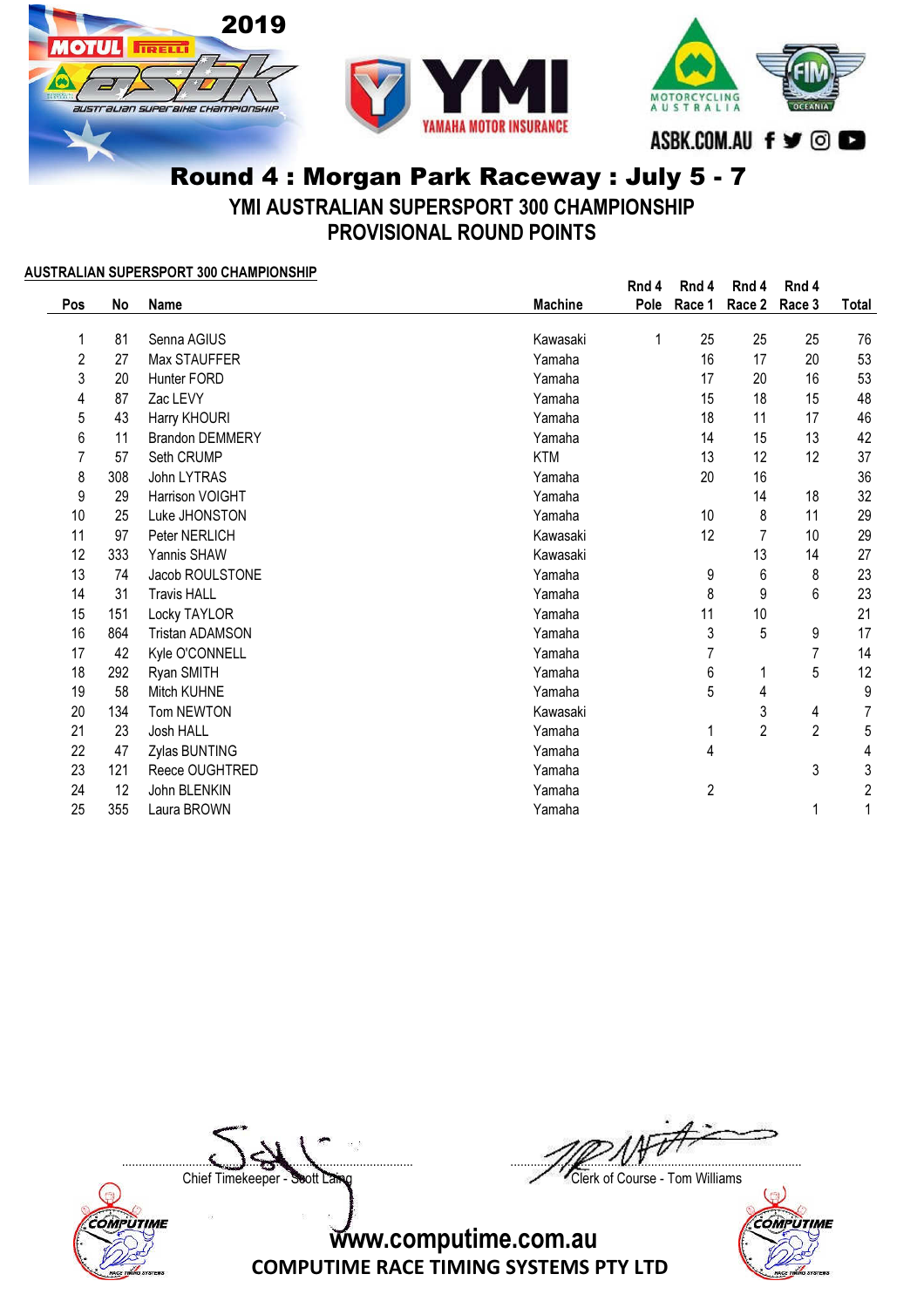# Round 4 : Morgan Park Raceway : July 5 - 7

## YMI AUSTRALIAN SUPERSPORT 300 CHAMPIONSHIP

## PROVISIONAL ROUND POINTS

**AUSTRALIAN SUPERSPORT 300 CHAMPIONSHIP**

| Pos | No | Name | Machine | Rnd 4 Pole | Rnd 4 Race 1 | Rnd 4 Race 2 | Rnd 4 Race 3 | Total |
|---|---|---|---|---|---|---|---|---|
| 1 | 81 | Senna AGIUS | Kawasaki | 1 | 25 | 25 | 25 | 76 |
| 2 | 27 | Max STAUFFER | Yamaha | | 16 | 17 | 20 | 53 |
| 3 | 20 | Hunter FORD | Yamaha | | 17 | 20 | 16 | 53 |
| 4 | 87 | Zac LEVY | Yamaha | | 15 | 18 | 15 | 48 |
| 5 | 43 | Harry KHOURI | Yamaha | | 18 | 11 | 17 | 46 |
| 6 | 11 | Brandon DEMMERY | Yamaha | | 14 | 15 | 13 | 42 |
| 7 | 57 | Seth CRUMP | KTM | | 13 | 12 | 12 | 37 |
| 8 | 308 | John LYTRAS | Yamaha | | 20 | 16 | | 36 |
| 9 | 29 | Harrison VOIGHT | Yamaha | | | 14 | 18 | 32 |
| 10 | 25 | Luke JHONSTON | Yamaha | | 10 | 8 | 11 | 29 |
| 11 | 97 | Peter NERLICH | Kawasaki | | 12 | 7 | 10 | 29 |
| 12 | 333 | Yannis SHAW | Kawasaki | | | 13 | 14 | 27 |
| 13 | 74 | Jacob ROULSTONE | Yamaha | | 9 | 6 | 8 | 23 |
| 14 | 31 | Travis HALL | Yamaha | | 8 | 9 | 6 | 23 |
| 15 | 151 | Locky TAYLOR | Yamaha | | 11 | 10 | | 21 |
| 16 | 864 | Tristan ADAMSON | Yamaha | | 3 | 5 | 9 | 17 |
| 17 | 42 | Kyle O'CONNELL | Yamaha | | 7 | | 7 | 14 |
| 18 | 292 | Ryan SMITH | Yamaha | | 6 | 1 | 5 | 12 |
| 19 | 58 | Mitch KUHNE | Yamaha | | 5 | 4 | | 9 |
| 20 | 134 | Tom NEWTON | Kawasaki | | | 3 | 4 | 7 |
| 21 | 23 | Josh HALL | Yamaha | | 1 | 2 | 2 | 5 |
| 22 | 47 | Zylas BUNTING | Yamaha | | 4 | | | 4 |
| 23 | 121 | Reece OUGHTRED | Yamaha | | | | 3 | 3 |
| 24 | 12 | John BLENKIN | Yamaha | | 2 | | | 2 |
| 25 | 355 | Laura BROWN | Yamaha | | | | 1 | 1 |

Chief Timekeeper - Scott Laing

Clerk of Course - Tom Williams

www.computime.com.au

COMPUTIME RACE TIMING SYSTEMS PTY LTD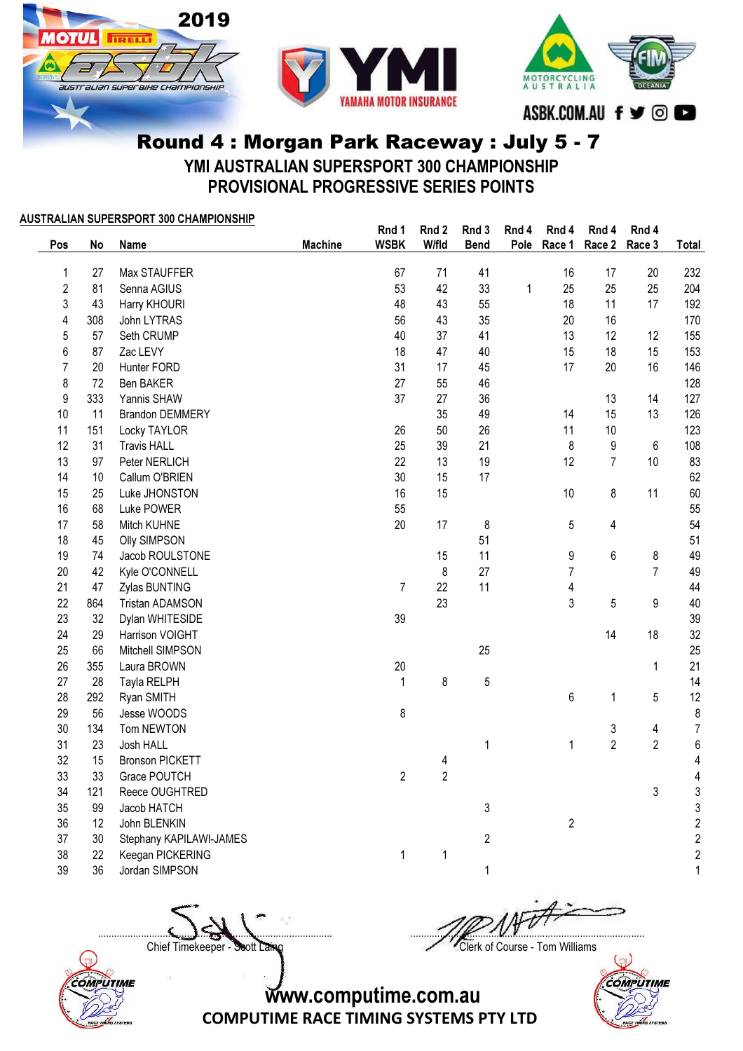2019

# Round 4 : Morgan Park Raceway : July 5 - 7

## YMI AUSTRALIAN SUPERSPORT 300 CHAMPIONSHIP
## PROVISIONAL PROGRESSIVE SERIES POINTS

**AUSTRALIAN SUPERSPORT 300 CHAMPIONSHIP**

| Pos | No | Name | Machine | Rnd 1 WSBK | Rnd 2 W/fld | Rnd 3 Bend | Rnd 4 Pole | Rnd 4 Race 1 | Rnd 4 Race 2 | Rnd 4 Race 3 | Total |
|---|---|---|---|---|---|---|---|---|---|---|---|
| 1 | 27 | Max STAUFFER | | 67 | 71 | 41 | | 16 | 17 | 20 | 232 |
| 2 | 81 | Senna AGIUS | | 53 | 42 | 33 | 1 | 25 | 25 | 25 | 204 |
| 3 | 43 | Harry KHOURI | | 48 | 43 | 55 | | 18 | 11 | 17 | 192 |
| 4 | 308 | John LYTRAS | | 56 | 43 | 35 | | 20 | 16 | | 170 |
| 5 | 57 | Seth CRUMP | | 40 | 37 | 41 | | 13 | 12 | 12 | 155 |
| 6 | 87 | Zac LEVY | | 18 | 47 | 40 | | 15 | 18 | 15 | 153 |
| 7 | 20 | Hunter FORD | | 31 | 17 | 45 | | 17 | 20 | 16 | 146 |
| 8 | 72 | Ben BAKER | | 27 | 55 | 46 | | | | | 128 |
| 9 | 333 | Yannis SHAW | | 37 | 27 | 36 | | | 13 | 14 | 127 |
| 10 | 11 | Brandon DEMMERY | | | 35 | 49 | | 14 | 15 | 13 | 126 |
| 11 | 151 | Locky TAYLOR | | 26 | 50 | 26 | | 11 | 10 | | 123 |
| 12 | 31 | Travis HALL | | 25 | 39 | 21 | | 8 | 9 | 6 | 108 |
| 13 | 97 | Peter NERLICH | | 22 | 13 | 19 | | 12 | 7 | 10 | 83 |
| 14 | 10 | Callum O'BRIEN | | 30 | 15 | 17 | | | | | 62 |
| 15 | 25 | Luke JHONSTON | | 16 | 15 | | | 10 | 8 | 11 | 60 |
| 16 | 68 | Luke POWER | | 55 | | | | | | | 55 |
| 17 | 58 | Mitch KUHNE | | 20 | 17 | 8 | | 5 | 4 | | 54 |
| 18 | 45 | Olly SIMPSON | | | | 51 | | | | | 51 |
| 19 | 74 | Jacob ROULSTONE | | | 15 | 11 | | 9 | 6 | 8 | 49 |
| 20 | 42 | Kyle O'CONNELL | | | 8 | 27 | | 7 | | 7 | 49 |
| 21 | 47 | Zylas BUNTING | | 7 | 22 | 11 | | 4 | | | 44 |
| 22 | 864 | Tristan ADAMSON | | | 23 | | | 3 | 5 | 9 | 40 |
| 23 | 32 | Dylan WHITESIDE | | 39 | | | | | | | 39 |
| 24 | 29 | Harrison VOIGHT | | | | | | | 14 | 18 | 32 |
| 25 | 66 | Mitchell SIMPSON | | | | 25 | | | | | 25 |
| 26 | 355 | Laura BROWN | | 20 | | | | | | 1 | 21 |
| 27 | 28 | Tayla RELPH | | 1 | 8 | 5 | | | | | 14 |
| 28 | 292 | Ryan SMITH | | | | | | 6 | 1 | 5 | 12 |
| 29 | 56 | Jesse WOODS | | 8 | | | | | | | 8 |
| 30 | 134 | Tom NEWTON | | | | | | | 3 | 4 | 7 |
| 31 | 23 | Josh HALL | | | | 1 | | 1 | 2 | 2 | 6 |
| 32 | 15 | Bronson PICKETT | | | 4 | | | | | | 4 |
| 33 | 33 | Grace POUTCH | | 2 | 2 | | | | | | 4 |
| 34 | 121 | Reece OUGHTRED | | | | | | | | 3 | 3 |
| 35 | 99 | Jacob HATCH | | | | 3 | | | | | 3 |
| 36 | 12 | John BLENKIN | | | | | | 2 | | | 2 |
| 37 | 30 | Stephany KAPILAWI-JAMES | | | | 2 | | | | | 2 |
| 38 | 22 | Keegan PICKERING | | 1 | 1 | | | | | | 2 |
| 39 | 36 | Jordan SIMPSON | | | | 1 | | | | | 1 |

Chief Timekeeper - Scott Laing

Clerk of Course - Tom Williams

www.computime.com.au

COMPUTIME RACE TIMING SYSTEMS PTY LTD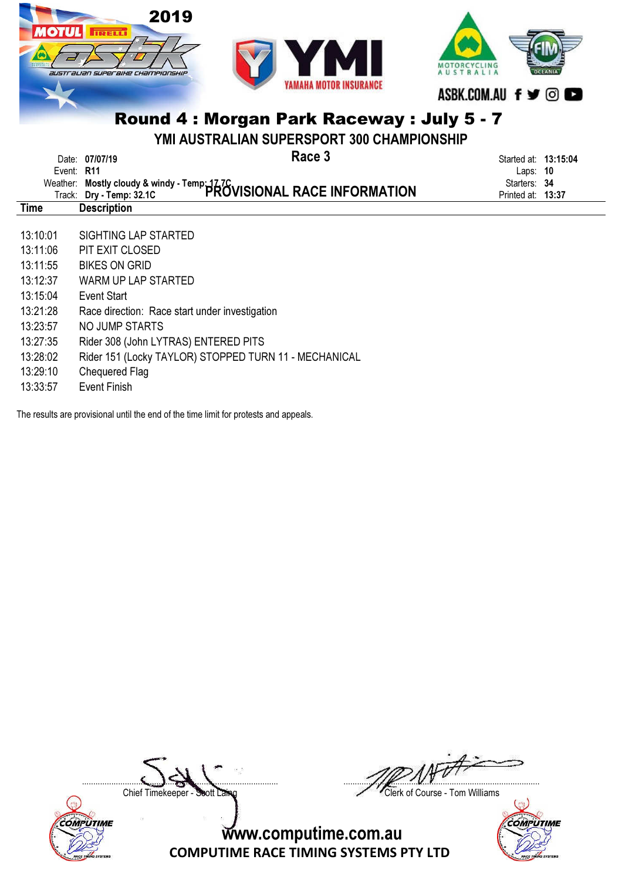# Round 4 : Morgan Park Raceway : July 5 - 7

## YMI AUSTRALIAN SUPERSPORT 300 CHAMPIONSHIP

### Race 3

Date: **07/07/19**
Event: **R11**
Weather: **Mostly cloudy & windy - Temp: 17.7C**
Track: **Dry - Temp: 32.1C**

Started at: **13:15:04**
Laps: **10**
Starters: **34**
Printed at: **13:37**

## PROVISIONAL RACE INFORMATION

| Time | Description |
|---|---|
| 13:10:01 | SIGHTING LAP STARTED |
| 13:11:06 | PIT EXIT CLOSED |
| 13:11:55 | BIKES ON GRID |
| 13:12:37 | WARM UP LAP STARTED |
| 13:15:04 | Event Start |
| 13:21:28 | Race direction: Race start under investigation |
| 13:23:57 | NO JUMP STARTS |
| 13:27:35 | Rider 308 (John LYTRAS) ENTERED PITS |
| 13:28:02 | Rider 151 (Locky TAYLOR) STOPPED TURN 11 - MECHANICAL |
| 13:29:10 | Chequered Flag |
| 13:33:57 | Event Finish |

The results are provisional until the end of the time limit for protests and appeals.

Chief Timekeeper - Scott Laing

Clerk of Course - Tom Williams

www.computime.com.au
COMPUTIME RACE TIMING SYSTEMS PTY LTD